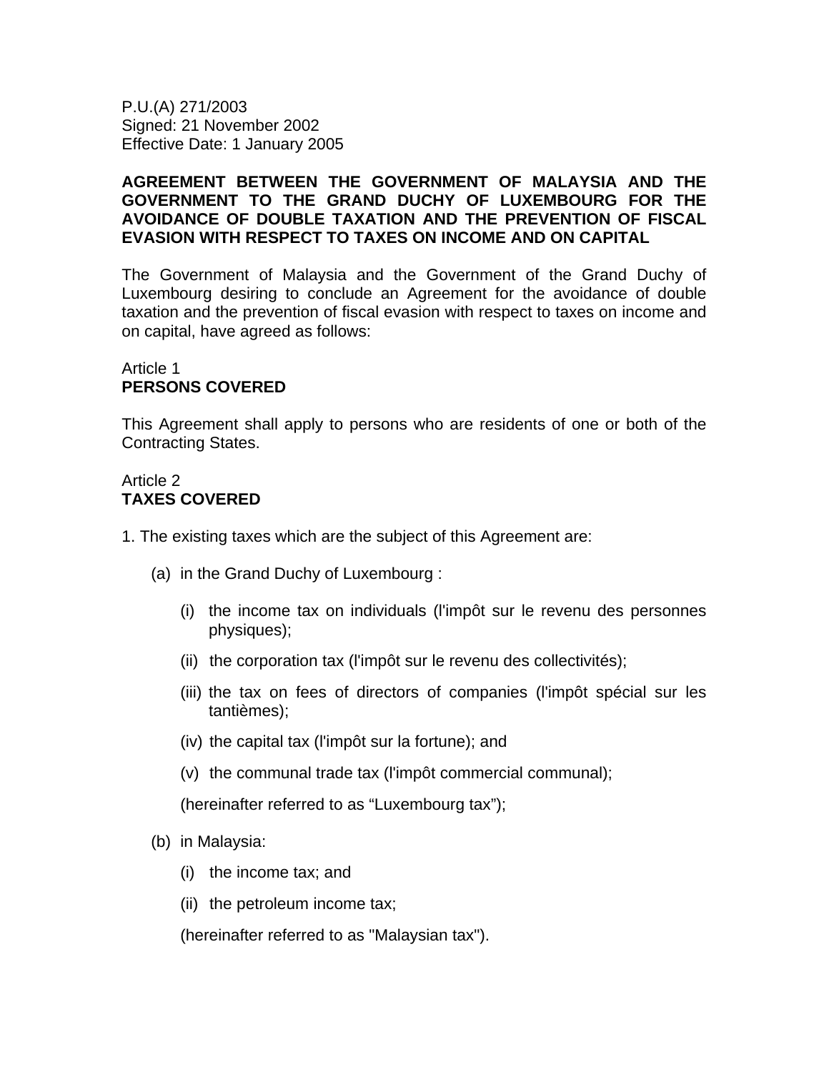P.U.(A) 271/2003
Signed: 21 November 2002
Effective Date: 1 January 2005

**AGREEMENT BETWEEN THE GOVERNMENT OF MALAYSIA AND THE GOVERNMENT TO THE GRAND DUCHY OF LUXEMBOURG FOR THE AVOIDANCE OF DOUBLE TAXATION AND THE PREVENTION OF FISCAL EVASION WITH RESPECT TO TAXES ON INCOME AND ON CAPITAL**

The Government of Malaysia and the Government of the Grand Duchy of Luxembourg desiring to conclude an Agreement for the avoidance of double taxation and the prevention of fiscal evasion with respect to taxes on income and on capital, have agreed as follows:

Article 1
**PERSONS COVERED**

This Agreement shall apply to persons who are residents of one or both of the Contracting States.

Article 2
**TAXES COVERED**

1. The existing taxes which are the subject of this Agreement are:

   (a) in the Grand Duchy of Luxembourg :

      (i) the income tax on individuals (l'impôt sur le revenu des personnes physiques);

      (ii) the corporation tax (l'impôt sur le revenu des collectivités);

      (iii) the tax on fees of directors of companies (l'impôt spécial sur les tantièmes);

      (iv) the capital tax (l'impôt sur la fortune); and

      (v) the communal trade tax (l'impôt commercial communal);

      (hereinafter referred to as “Luxembourg tax”);

   (b) in Malaysia:

      (i) the income tax; and

      (ii) the petroleum income tax;

      (hereinafter referred to as "Malaysian tax").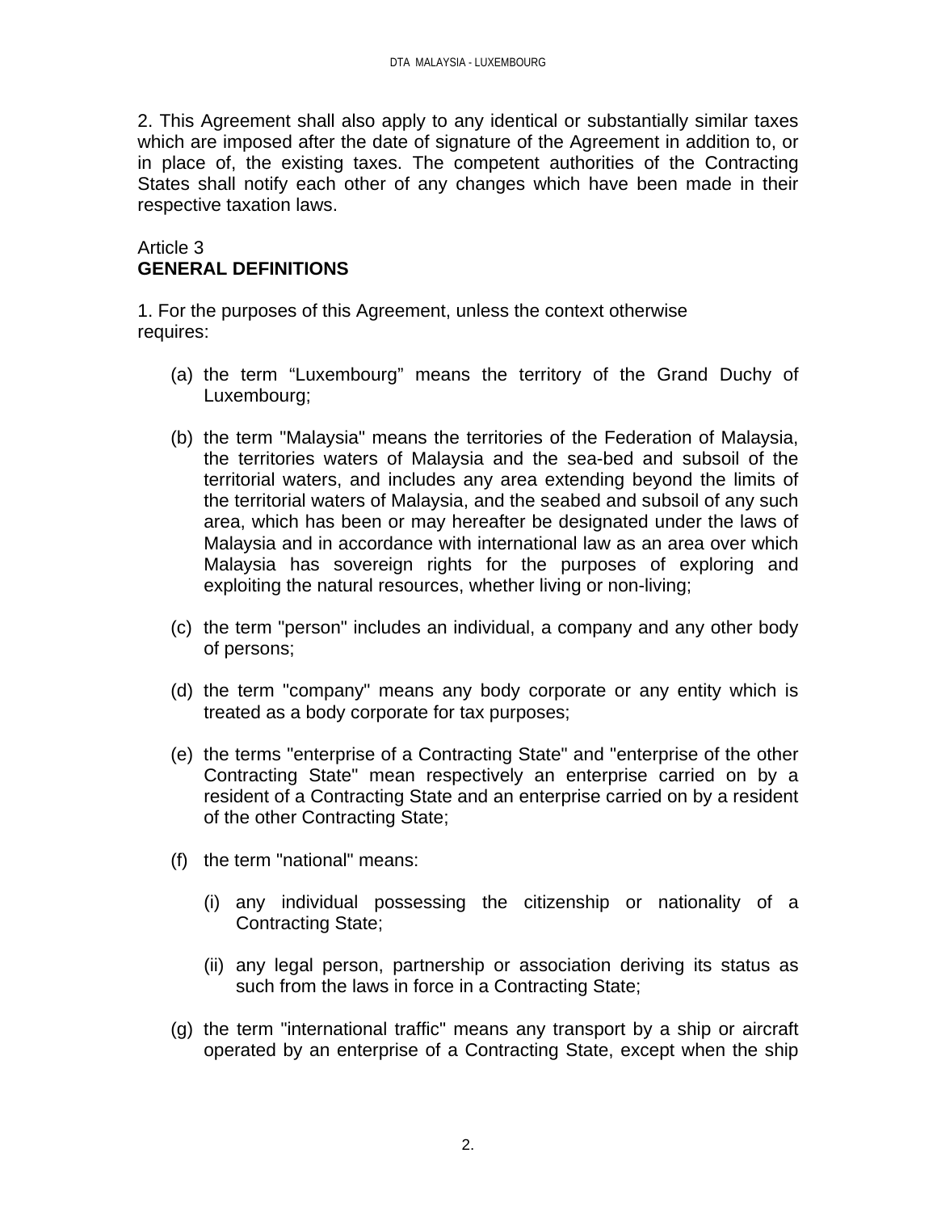2. This Agreement shall also apply to any identical or substantially similar taxes which are imposed after the date of signature of the Agreement in addition to, or in place of, the existing taxes. The competent authorities of the Contracting States shall notify each other of any changes which have been made in their respective taxation laws.

Article 3
**GENERAL DEFINITIONS**

1. For the purposes of this Agreement, unless the context otherwise requires:

(a) the term “Luxembourg” means the territory of the Grand Duchy of Luxembourg;

(b) the term "Malaysia" means the territories of the Federation of Malaysia, the territories waters of Malaysia and the sea-bed and subsoil of the territorial waters, and includes any area extending beyond the limits of the territorial waters of Malaysia, and the seabed and subsoil of any such area, which has been or may hereafter be designated under the laws of Malaysia and in accordance with international law as an area over which Malaysia has sovereign rights for the purposes of exploring and exploiting the natural resources, whether living or non-living;

(c) the term "person" includes an individual, a company and any other body of persons;

(d) the term "company" means any body corporate or any entity which is treated as a body corporate for tax purposes;

(e) the terms "enterprise of a Contracting State" and "enterprise of the other Contracting State" mean respectively an enterprise carried on by a resident of a Contracting State and an enterprise carried on by a resident of the other Contracting State;

(f) the term "national" means:

   (i) any individual possessing the citizenship or nationality of a Contracting State;

   (ii) any legal person, partnership or association deriving its status as such from the laws in force in a Contracting State;

(g) the term "international traffic" means any transport by a ship or aircraft operated by an enterprise of a Contracting State, except when the ship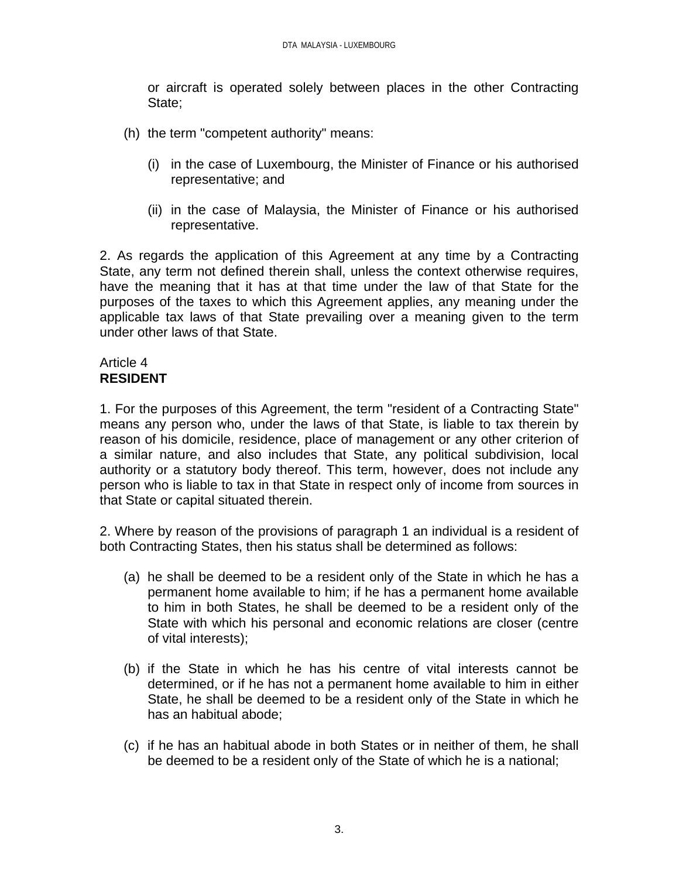or aircraft is operated solely between places in the other Contracting State;

(h) the term "competent authority" means:

   (i) in the case of Luxembourg, the Minister of Finance or his authorised representative; and

   (ii) in the case of Malaysia, the Minister of Finance or his authorised representative.

2. As regards the application of this Agreement at any time by a Contracting State, any term not defined therein shall, unless the context otherwise requires, have the meaning that it has at that time under the law of that State for the purposes of the taxes to which this Agreement applies, any meaning under the applicable tax laws of that State prevailing over a meaning given to the term under other laws of that State.

Article 4
**RESIDENT**

1. For the purposes of this Agreement, the term "resident of a Contracting State" means any person who, under the laws of that State, is liable to tax therein by reason of his domicile, residence, place of management or any other criterion of a similar nature, and also includes that State, any political subdivision, local authority or a statutory body thereof. This term, however, does not include any person who is liable to tax in that State in respect only of income from sources in that State or capital situated therein.

2. Where by reason of the provisions of paragraph 1 an individual is a resident of both Contracting States, then his status shall be determined as follows:

(a) he shall be deemed to be a resident only of the State in which he has a permanent home available to him; if he has a permanent home available to him in both States, he shall be deemed to be a resident only of the State with which his personal and economic relations are closer (centre of vital interests);

(b) if the State in which he has his centre of vital interests cannot be determined, or if he has not a permanent home available to him in either State, he shall be deemed to be a resident only of the State in which he has an habitual abode;

(c) if he has an habitual abode in both States or in neither of them, he shall be deemed to be a resident only of the State of which he is a national;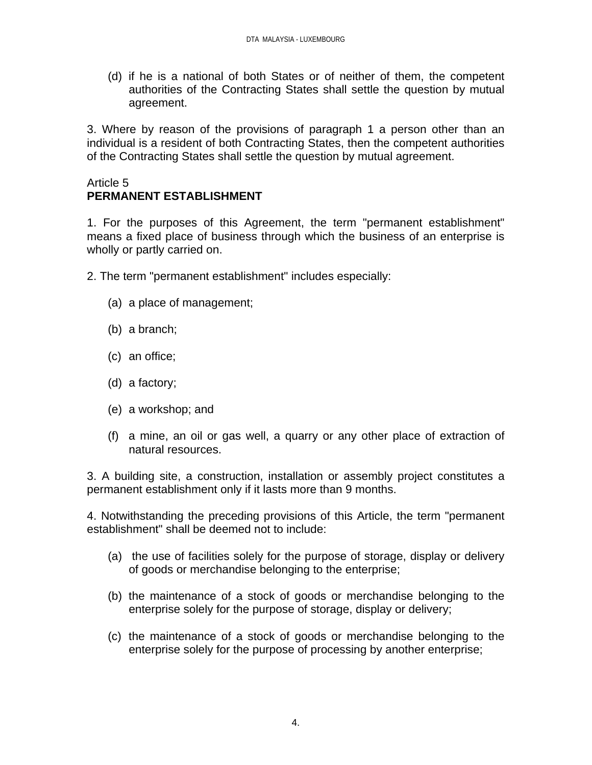(d) if he is a national of both States or of neither of them, the competent authorities of the Contracting States shall settle the question by mutual agreement.

3. Where by reason of the provisions of paragraph 1 a person other than an individual is a resident of both Contracting States, then the competent authorities of the Contracting States shall settle the question by mutual agreement.

Article 5
**PERMANENT ESTABLISHMENT**

1. For the purposes of this Agreement, the term "permanent establishment" means a fixed place of business through which the business of an enterprise is wholly or partly carried on.

2. The term "permanent establishment" includes especially:

(a) a place of management;

(b) a branch;

(c) an office;

(d) a factory;

(e) a workshop; and

(f) a mine, an oil or gas well, a quarry or any other place of extraction of natural resources.

3. A building site, a construction, installation or assembly project constitutes a permanent establishment only if it lasts more than 9 months.

4. Notwithstanding the preceding provisions of this Article, the term "permanent establishment" shall be deemed not to include:

(a) the use of facilities solely for the purpose of storage, display or delivery of goods or merchandise belonging to the enterprise;

(b) the maintenance of a stock of goods or merchandise belonging to the enterprise solely for the purpose of storage, display or delivery;

(c) the maintenance of a stock of goods or merchandise belonging to the enterprise solely for the purpose of processing by another enterprise;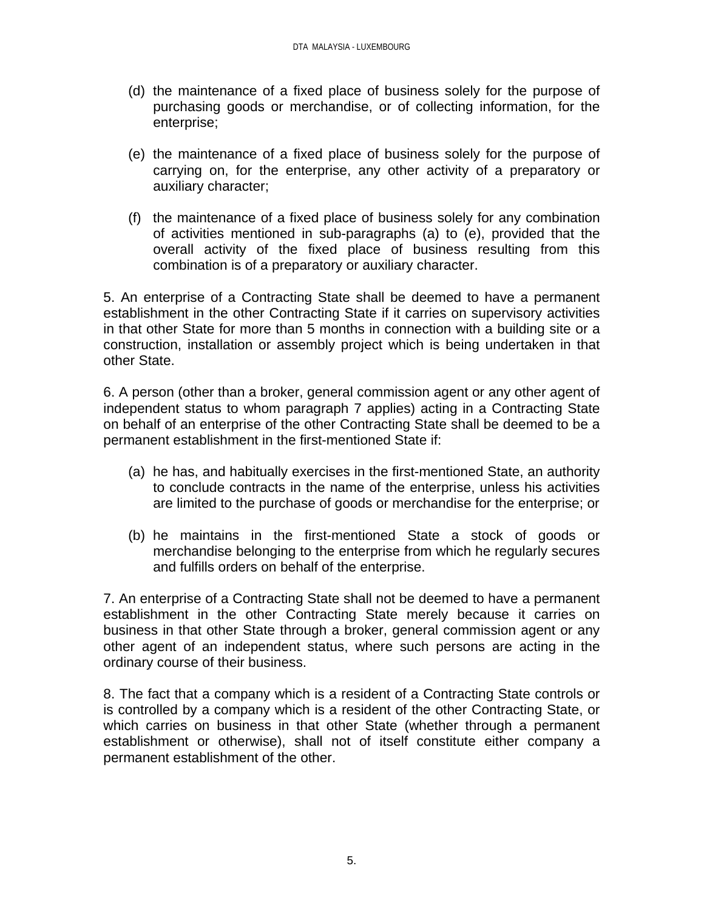(d) the maintenance of a fixed place of business solely for the purpose of purchasing goods or merchandise, or of collecting information, for the enterprise;

(e) the maintenance of a fixed place of business solely for the purpose of carrying on, for the enterprise, any other activity of a preparatory or auxiliary character;

(f) the maintenance of a fixed place of business solely for any combination of activities mentioned in sub-paragraphs (a) to (e), provided that the overall activity of the fixed place of business resulting from this combination is of a preparatory or auxiliary character.

5. An enterprise of a Contracting State shall be deemed to have a permanent establishment in the other Contracting State if it carries on supervisory activities in that other State for more than 5 months in connection with a building site or a construction, installation or assembly project which is being undertaken in that other State.

6. A person (other than a broker, general commission agent or any other agent of independent status to whom paragraph 7 applies) acting in a Contracting State on behalf of an enterprise of the other Contracting State shall be deemed to be a permanent establishment in the first-mentioned State if:

(a) he has, and habitually exercises in the first-mentioned State, an authority to conclude contracts in the name of the enterprise, unless his activities are limited to the purchase of goods or merchandise for the enterprise; or

(b) he maintains in the first-mentioned State a stock of goods or merchandise belonging to the enterprise from which he regularly secures and fulfills orders on behalf of the enterprise.

7. An enterprise of a Contracting State shall not be deemed to have a permanent establishment in the other Contracting State merely because it carries on business in that other State through a broker, general commission agent or any other agent of an independent status, where such persons are acting in the ordinary course of their business.

8. The fact that a company which is a resident of a Contracting State controls or is controlled by a company which is a resident of the other Contracting State, or which carries on business in that other State (whether through a permanent establishment or otherwise), shall not of itself constitute either company a permanent establishment of the other.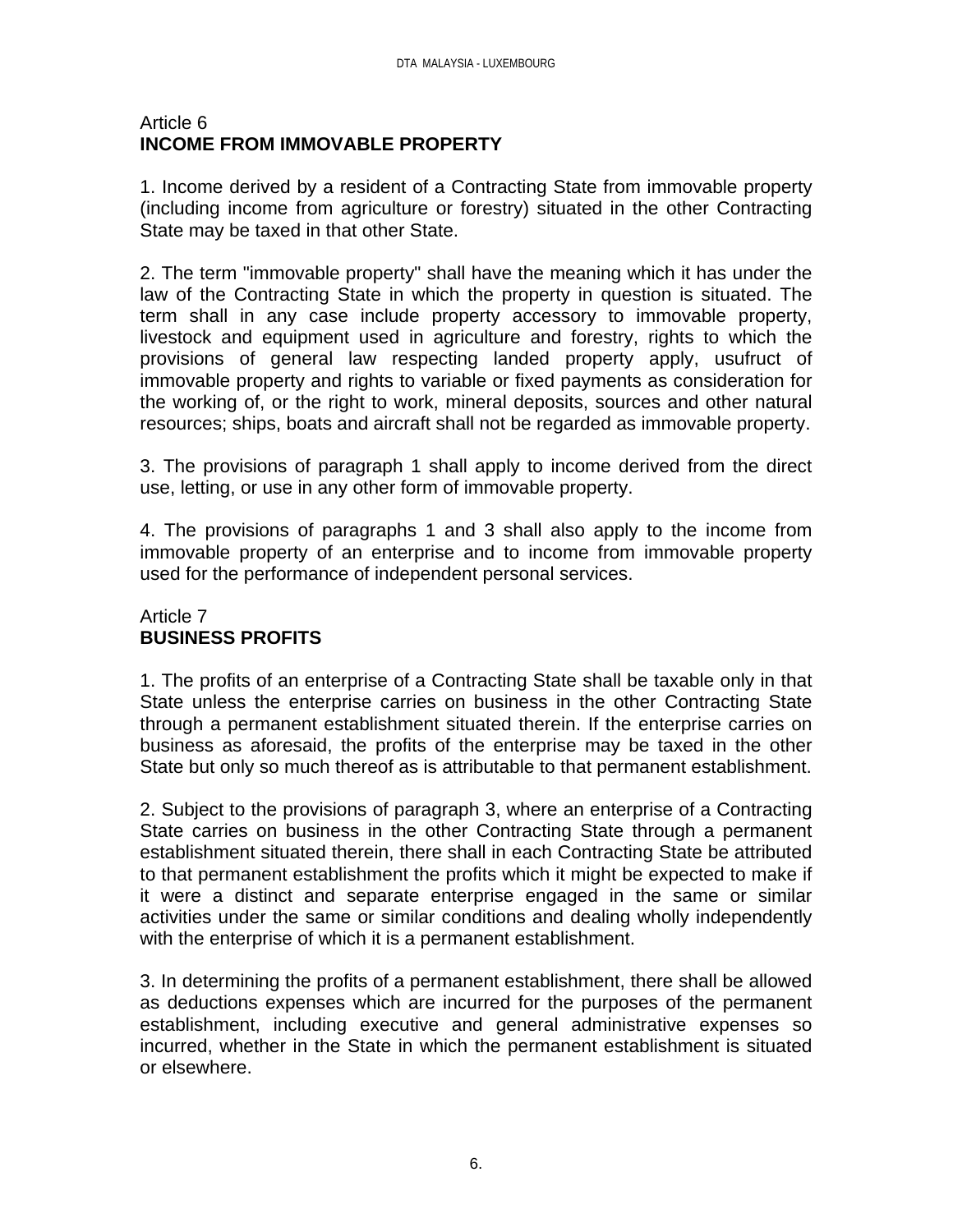## Article 6
## INCOME FROM IMMOVABLE PROPERTY

1. Income derived by a resident of a Contracting State from immovable property (including income from agriculture or forestry) situated in the other Contracting State may be taxed in that other State.

2. The term "immovable property" shall have the meaning which it has under the law of the Contracting State in which the property in question is situated. The term shall in any case include property accessory to immovable property, livestock and equipment used in agriculture and forestry, rights to which the provisions of general law respecting landed property apply, usufruct of immovable property and rights to variable or fixed payments as consideration for the working of, or the right to work, mineral deposits, sources and other natural resources; ships, boats and aircraft shall not be regarded as immovable property.

3. The provisions of paragraph 1 shall apply to income derived from the direct use, letting, or use in any other form of immovable property.

4. The provisions of paragraphs 1 and 3 shall also apply to the income from immovable property of an enterprise and to income from immovable property used for the performance of independent personal services.

## Article 7
## BUSINESS PROFITS

1. The profits of an enterprise of a Contracting State shall be taxable only in that State unless the enterprise carries on business in the other Contracting State through a permanent establishment situated therein. If the enterprise carries on business as aforesaid, the profits of the enterprise may be taxed in the other State but only so much thereof as is attributable to that permanent establishment.

2. Subject to the provisions of paragraph 3, where an enterprise of a Contracting State carries on business in the other Contracting State through a permanent establishment situated therein, there shall in each Contracting State be attributed to that permanent establishment the profits which it might be expected to make if it were a distinct and separate enterprise engaged in the same or similar activities under the same or similar conditions and dealing wholly independently with the enterprise of which it is a permanent establishment.

3. In determining the profits of a permanent establishment, there shall be allowed as deductions expenses which are incurred for the purposes of the permanent establishment, including executive and general administrative expenses so incurred, whether in the State in which the permanent establishment is situated or elsewhere.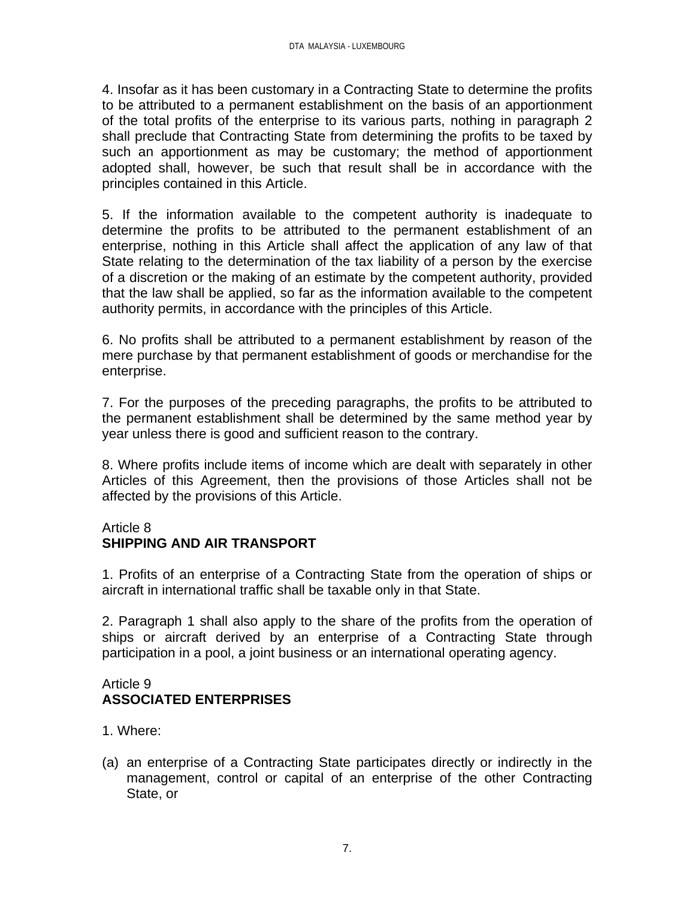4. Insofar as it has been customary in a Contracting State to determine the profits to be attributed to a permanent establishment on the basis of an apportionment of the total profits of the enterprise to its various parts, nothing in paragraph 2 shall preclude that Contracting State from determining the profits to be taxed by such an apportionment as may be customary; the method of apportionment adopted shall, however, be such that result shall be in accordance with the principles contained in this Article.

5. If the information available to the competent authority is inadequate to determine the profits to be attributed to the permanent establishment of an enterprise, nothing in this Article shall affect the application of any law of that State relating to the determination of the tax liability of a person by the exercise of a discretion or the making of an estimate by the competent authority, provided that the law shall be applied, so far as the information available to the competent authority permits, in accordance with the principles of this Article.

6. No profits shall be attributed to a permanent establishment by reason of the mere purchase by that permanent establishment of goods or merchandise for the enterprise.

7. For the purposes of the preceding paragraphs, the profits to be attributed to the permanent establishment shall be determined by the same method year by year unless there is good and sufficient reason to the contrary.

8. Where profits include items of income which are dealt with separately in other Articles of this Agreement, then the provisions of those Articles shall not be affected by the provisions of this Article.

## Article 8
## **SHIPPING AND AIR TRANSPORT**

1. Profits of an enterprise of a Contracting State from the operation of ships or aircraft in international traffic shall be taxable only in that State.

2. Paragraph 1 shall also apply to the share of the profits from the operation of ships or aircraft derived by an enterprise of a Contracting State through participation in a pool, a joint business or an international operating agency.

## Article 9
## **ASSOCIATED ENTERPRISES**

1. Where:

(a) an enterprise of a Contracting State participates directly or indirectly in the management, control or capital of an enterprise of the other Contracting State, or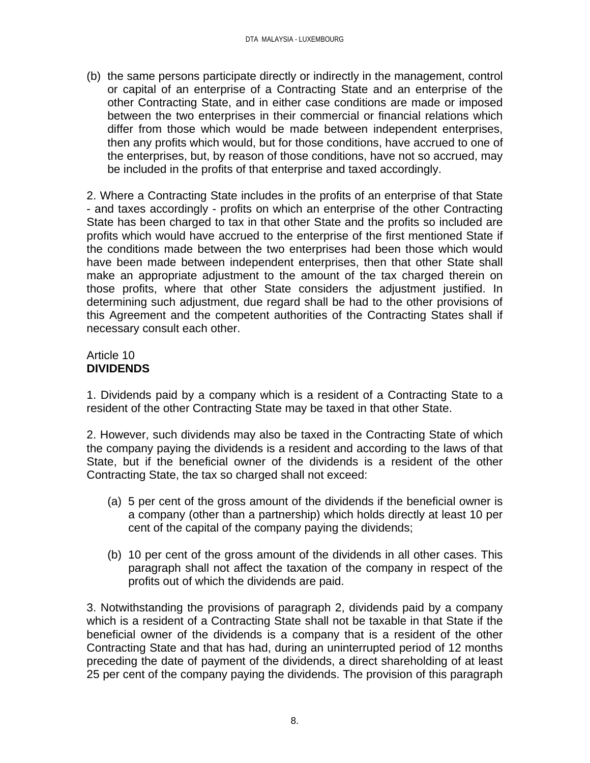(b) the same persons participate directly or indirectly in the management, control or capital of an enterprise of a Contracting State and an enterprise of the other Contracting State, and in either case conditions are made or imposed between the two enterprises in their commercial or financial relations which differ from those which would be made between independent enterprises, then any profits which would, but for those conditions, have accrued to one of the enterprises, but, by reason of those conditions, have not so accrued, may be included in the profits of that enterprise and taxed accordingly.

2. Where a Contracting State includes in the profits of an enterprise of that State - and taxes accordingly - profits on which an enterprise of the other Contracting State has been charged to tax in that other State and the profits so included are profits which would have accrued to the enterprise of the first mentioned State if the conditions made between the two enterprises had been those which would have been made between independent enterprises, then that other State shall make an appropriate adjustment to the amount of the tax charged therein on those profits, where that other State considers the adjustment justified. In determining such adjustment, due regard shall be had to the other provisions of this Agreement and the competent authorities of the Contracting States shall if necessary consult each other.

## Article 10
**DIVIDENDS**

1. Dividends paid by a company which is a resident of a Contracting State to a resident of the other Contracting State may be taxed in that other State.

2. However, such dividends may also be taxed in the Contracting State of which the company paying the dividends is a resident and according to the laws of that State, but if the beneficial owner of the dividends is a resident of the other Contracting State, the tax so charged shall not exceed:

(a) 5 per cent of the gross amount of the dividends if the beneficial owner is a company (other than a partnership) which holds directly at least 10 per cent of the capital of the company paying the dividends;

(b) 10 per cent of the gross amount of the dividends in all other cases. This paragraph shall not affect the taxation of the company in respect of the profits out of which the dividends are paid.

3. Notwithstanding the provisions of paragraph 2, dividends paid by a company which is a resident of a Contracting State shall not be taxable in that State if the beneficial owner of the dividends is a company that is a resident of the other Contracting State and that has had, during an uninterrupted period of 12 months preceding the date of payment of the dividends, a direct shareholding of at least 25 per cent of the company paying the dividends. The provision of this paragraph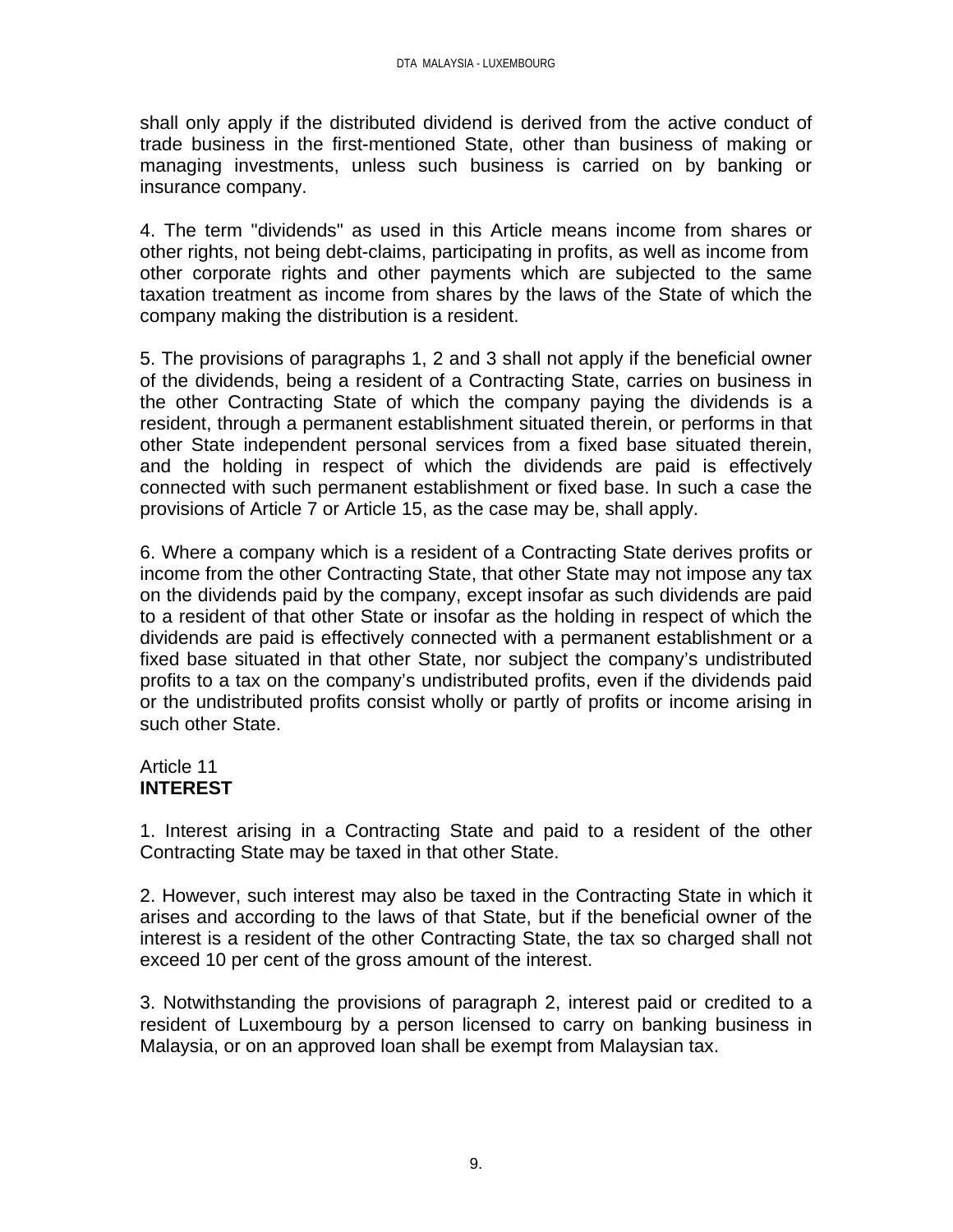shall only apply if the distributed dividend is derived from the active conduct of trade business in the first-mentioned State, other than business of making or managing investments, unless such business is carried on by banking or insurance company.

4. The term "dividends" as used in this Article means income from shares or other rights, not being debt-claims, participating in profits, as well as income from other corporate rights and other payments which are subjected to the same taxation treatment as income from shares by the laws of the State of which the company making the distribution is a resident.

5. The provisions of paragraphs 1, 2 and 3 shall not apply if the beneficial owner of the dividends, being a resident of a Contracting State, carries on business in the other Contracting State of which the company paying the dividends is a resident, through a permanent establishment situated therein, or performs in that other State independent personal services from a fixed base situated therein, and the holding in respect of which the dividends are paid is effectively connected with such permanent establishment or fixed base. In such a case the provisions of Article 7 or Article 15, as the case may be, shall apply.

6. Where a company which is a resident of a Contracting State derives profits or income from the other Contracting State, that other State may not impose any tax on the dividends paid by the company, except insofar as such dividends are paid to a resident of that other State or insofar as the holding in respect of which the dividends are paid is effectively connected with a permanent establishment or a fixed base situated in that other State, nor subject the company's undistributed profits to a tax on the company's undistributed profits, even if the dividends paid or the undistributed profits consist wholly or partly of profits or income arising in such other State.

Article 11
**INTEREST**

1. Interest arising in a Contracting State and paid to a resident of the other Contracting State may be taxed in that other State.

2. However, such interest may also be taxed in the Contracting State in which it arises and according to the laws of that State, but if the beneficial owner of the interest is a resident of the other Contracting State, the tax so charged shall not exceed 10 per cent of the gross amount of the interest.

3. Notwithstanding the provisions of paragraph 2, interest paid or credited to a resident of Luxembourg by a person licensed to carry on banking business in Malaysia, or on an approved loan shall be exempt from Malaysian tax.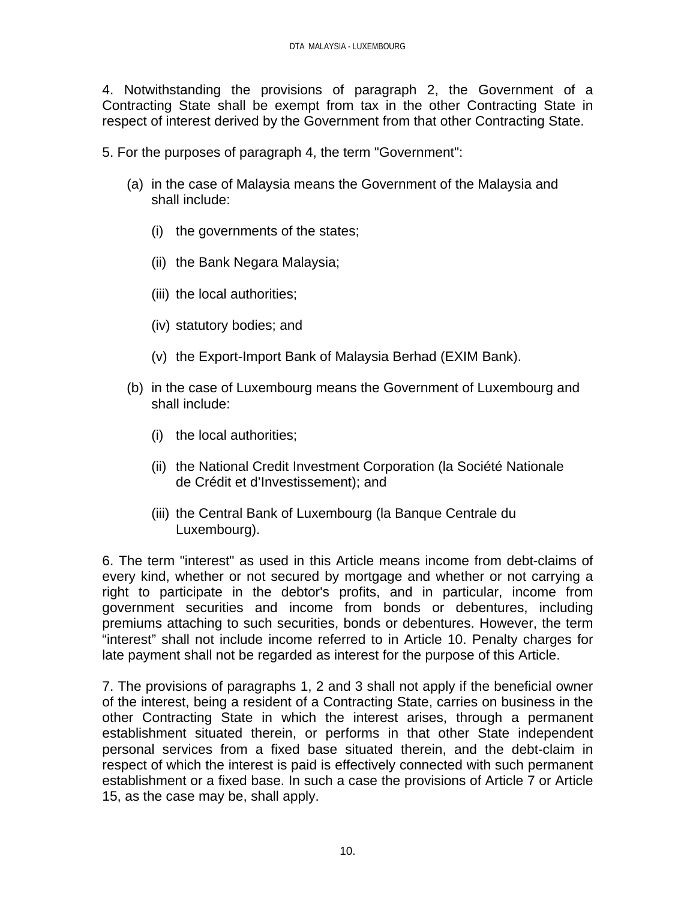4. Notwithstanding the provisions of paragraph 2, the Government of a Contracting State shall be exempt from tax in the other Contracting State in respect of interest derived by the Government from that other Contracting State.

5. For the purposes of paragraph 4, the term "Government":

(a) in the case of Malaysia means the Government of the Malaysia and shall include:

(i) the governments of the states;

(ii) the Bank Negara Malaysia;

(iii) the local authorities;

(iv) statutory bodies; and

(v) the Export-Import Bank of Malaysia Berhad (EXIM Bank).

(b) in the case of Luxembourg means the Government of Luxembourg and shall include:

(i) the local authorities;

(ii) the National Credit Investment Corporation (la Société Nationale de Crédit et d'Investissement); and

(iii) the Central Bank of Luxembourg (la Banque Centrale du Luxembourg).

6. The term "interest" as used in this Article means income from debt-claims of every kind, whether or not secured by mortgage and whether or not carrying a right to participate in the debtor's profits, and in particular, income from government securities and income from bonds or debentures, including premiums attaching to such securities, bonds or debentures. However, the term "interest" shall not include income referred to in Article 10. Penalty charges for late payment shall not be regarded as interest for the purpose of this Article.

7. The provisions of paragraphs 1, 2 and 3 shall not apply if the beneficial owner of the interest, being a resident of a Contracting State, carries on business in the other Contracting State in which the interest arises, through a permanent establishment situated therein, or performs in that other State independent personal services from a fixed base situated therein, and the debt-claim in respect of which the interest is paid is effectively connected with such permanent establishment or a fixed base. In such a case the provisions of Article 7 or Article 15, as the case may be, shall apply.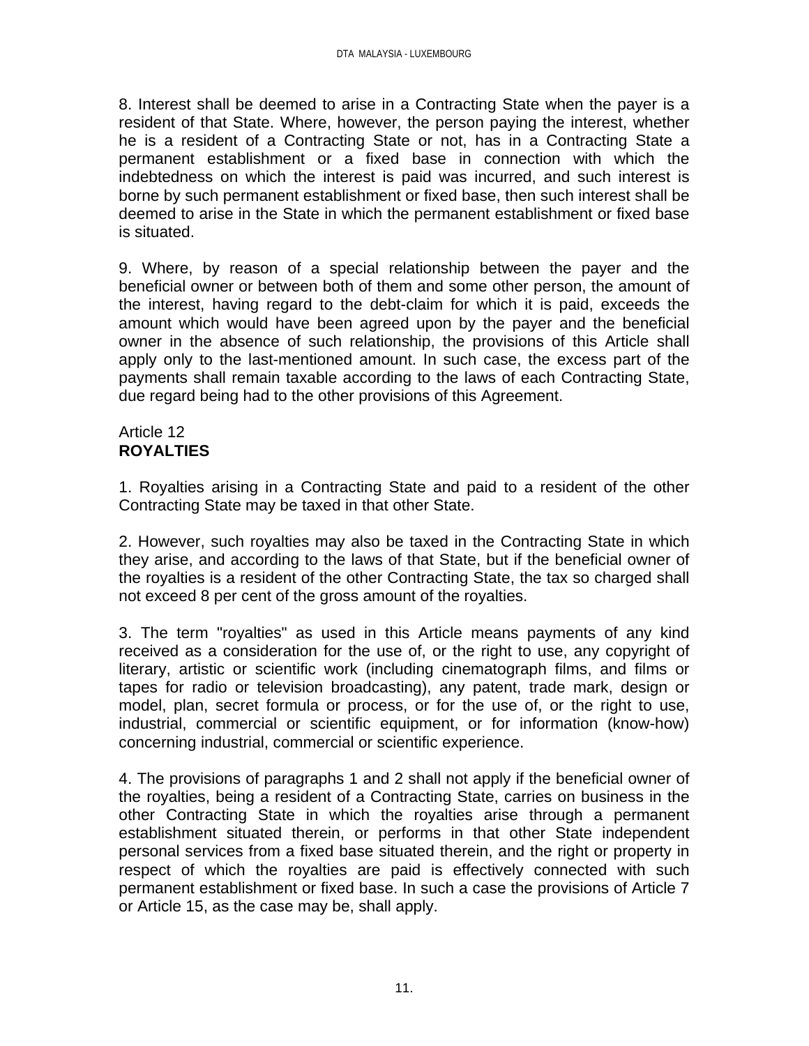8. Interest shall be deemed to arise in a Contracting State when the payer is a resident of that State. Where, however, the person paying the interest, whether he is a resident of a Contracting State or not, has in a Contracting State a permanent establishment or a fixed base in connection with which the indebtedness on which the interest is paid was incurred, and such interest is borne by such permanent establishment or fixed base, then such interest shall be deemed to arise in the State in which the permanent establishment or fixed base is situated.

9. Where, by reason of a special relationship between the payer and the beneficial owner or between both of them and some other person, the amount of the interest, having regard to the debt-claim for which it is paid, exceeds the amount which would have been agreed upon by the payer and the beneficial owner in the absence of such relationship, the provisions of this Article shall apply only to the last-mentioned amount. In such case, the excess part of the payments shall remain taxable according to the laws of each Contracting State, due regard being had to the other provisions of this Agreement.

Article 12
**ROYALTIES**

1. Royalties arising in a Contracting State and paid to a resident of the other Contracting State may be taxed in that other State.

2. However, such royalties may also be taxed in the Contracting State in which they arise, and according to the laws of that State, but if the beneficial owner of the royalties is a resident of the other Contracting State, the tax so charged shall not exceed 8 per cent of the gross amount of the royalties.

3. The term "royalties" as used in this Article means payments of any kind received as a consideration for the use of, or the right to use, any copyright of literary, artistic or scientific work (including cinematograph films, and films or tapes for radio or television broadcasting), any patent, trade mark, design or model, plan, secret formula or process, or for the use of, or the right to use, industrial, commercial or scientific equipment, or for information (know-how) concerning industrial, commercial or scientific experience.

4. The provisions of paragraphs 1 and 2 shall not apply if the beneficial owner of the royalties, being a resident of a Contracting State, carries on business in the other Contracting State in which the royalties arise through a permanent establishment situated therein, or performs in that other State independent personal services from a fixed base situated therein, and the right or property in respect of which the royalties are paid is effectively connected with such permanent establishment or fixed base. In such a case the provisions of Article 7 or Article 15, as the case may be, shall apply.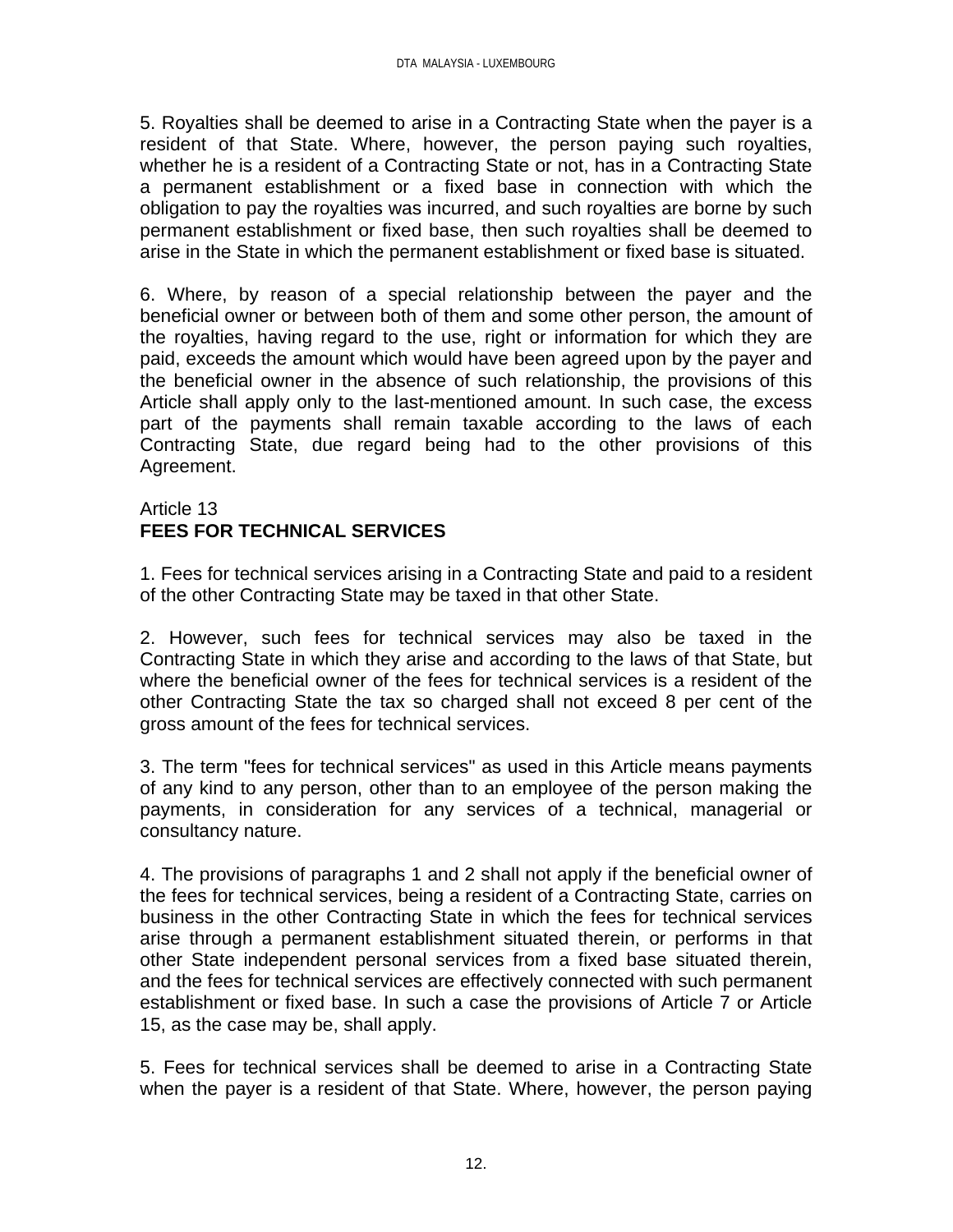5. Royalties shall be deemed to arise in a Contracting State when the payer is a resident of that State. Where, however, the person paying such royalties, whether he is a resident of a Contracting State or not, has in a Contracting State a permanent establishment or a fixed base in connection with which the obligation to pay the royalties was incurred, and such royalties are borne by such permanent establishment or fixed base, then such royalties shall be deemed to arise in the State in which the permanent establishment or fixed base is situated.

6. Where, by reason of a special relationship between the payer and the beneficial owner or between both of them and some other person, the amount of the royalties, having regard to the use, right or information for which they are paid, exceeds the amount which would have been agreed upon by the payer and the beneficial owner in the absence of such relationship, the provisions of this Article shall apply only to the last-mentioned amount. In such case, the excess part of the payments shall remain taxable according to the laws of each Contracting State, due regard being had to the other provisions of this Agreement.

## Article 13
## FEES FOR TECHNICAL SERVICES

1. Fees for technical services arising in a Contracting State and paid to a resident of the other Contracting State may be taxed in that other State.

2. However, such fees for technical services may also be taxed in the Contracting State in which they arise and according to the laws of that State, but where the beneficial owner of the fees for technical services is a resident of the other Contracting State the tax so charged shall not exceed 8 per cent of the gross amount of the fees for technical services.

3. The term "fees for technical services" as used in this Article means payments of any kind to any person, other than to an employee of the person making the payments, in consideration for any services of a technical, managerial or consultancy nature.

4. The provisions of paragraphs 1 and 2 shall not apply if the beneficial owner of the fees for technical services, being a resident of a Contracting State, carries on business in the other Contracting State in which the fees for technical services arise through a permanent establishment situated therein, or performs in that other State independent personal services from a fixed base situated therein, and the fees for technical services are effectively connected with such permanent establishment or fixed base. In such a case the provisions of Article 7 or Article 15, as the case may be, shall apply.

5. Fees for technical services shall be deemed to arise in a Contracting State when the payer is a resident of that State. Where, however, the person paying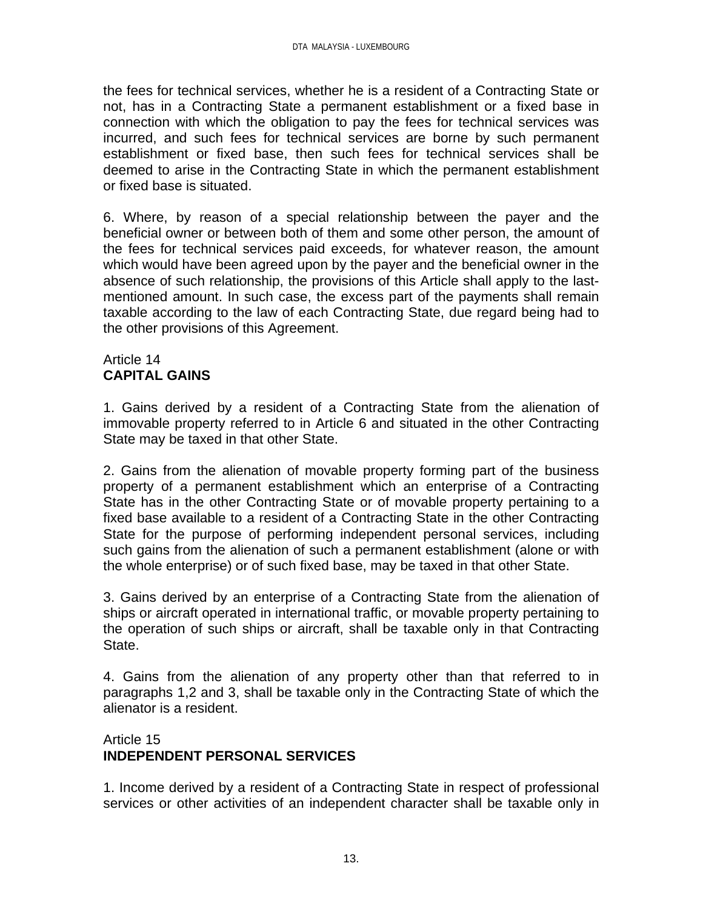the fees for technical services, whether he is a resident of a Contracting State or not, has in a Contracting State a permanent establishment or a fixed base in connection with which the obligation to pay the fees for technical services was incurred, and such fees for technical services are borne by such permanent establishment or fixed base, then such fees for technical services shall be deemed to arise in the Contracting State in which the permanent establishment or fixed base is situated.

6. Where, by reason of a special relationship between the payer and the beneficial owner or between both of them and some other person, the amount of the fees for technical services paid exceeds, for whatever reason, the amount which would have been agreed upon by the payer and the beneficial owner in the absence of such relationship, the provisions of this Article shall apply to the last-mentioned amount. In such case, the excess part of the payments shall remain taxable according to the law of each Contracting State, due regard being had to the other provisions of this Agreement.

## Article 14
## **CAPITAL GAINS**

1. Gains derived by a resident of a Contracting State from the alienation of immovable property referred to in Article 6 and situated in the other Contracting State may be taxed in that other State.

2. Gains from the alienation of movable property forming part of the business property of a permanent establishment which an enterprise of a Contracting State has in the other Contracting State or of movable property pertaining to a fixed base available to a resident of a Contracting State in the other Contracting State for the purpose of performing independent personal services, including such gains from the alienation of such a permanent establishment (alone or with the whole enterprise) or of such fixed base, may be taxed in that other State.

3. Gains derived by an enterprise of a Contracting State from the alienation of ships or aircraft operated in international traffic, or movable property pertaining to the operation of such ships or aircraft, shall be taxable only in that Contracting State.

4. Gains from the alienation of any property other than that referred to in paragraphs 1,2 and 3, shall be taxable only in the Contracting State of which the alienator is a resident.

## Article 15
## **INDEPENDENT PERSONAL SERVICES**

1. Income derived by a resident of a Contracting State in respect of professional services or other activities of an independent character shall be taxable only in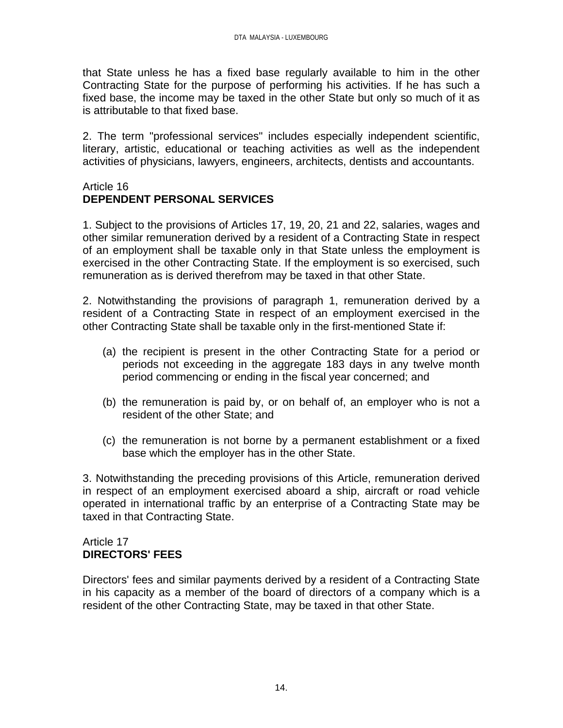that State unless he has a fixed base regularly available to him in the other Contracting State for the purpose of performing his activities. If he has such a fixed base, the income may be taxed in the other State but only so much of it as is attributable to that fixed base.

2. The term "professional services" includes especially independent scientific, literary, artistic, educational or teaching activities as well as the independent activities of physicians, lawyers, engineers, architects, dentists and accountants.

Article 16
**DEPENDENT PERSONAL SERVICES**

1. Subject to the provisions of Articles 17, 19, 20, 21 and 22, salaries, wages and other similar remuneration derived by a resident of a Contracting State in respect of an employment shall be taxable only in that State unless the employment is exercised in the other Contracting State. If the employment is so exercised, such remuneration as is derived therefrom may be taxed in that other State.

2. Notwithstanding the provisions of paragraph 1, remuneration derived by a resident of a Contracting State in respect of an employment exercised in the other Contracting State shall be taxable only in the first-mentioned State if:

(a) the recipient is present in the other Contracting State for a period or periods not exceeding in the aggregate 183 days in any twelve month period commencing or ending in the fiscal year concerned; and

(b) the remuneration is paid by, or on behalf of, an employer who is not a resident of the other State; and

(c) the remuneration is not borne by a permanent establishment or a fixed base which the employer has in the other State.

3. Notwithstanding the preceding provisions of this Article, remuneration derived in respect of an employment exercised aboard a ship, aircraft or road vehicle operated in international traffic by an enterprise of a Contracting State may be taxed in that Contracting State.

Article 17
**DIRECTORS' FEES**

Directors' fees and similar payments derived by a resident of a Contracting State in his capacity as a member of the board of directors of a company which is a resident of the other Contracting State, may be taxed in that other State.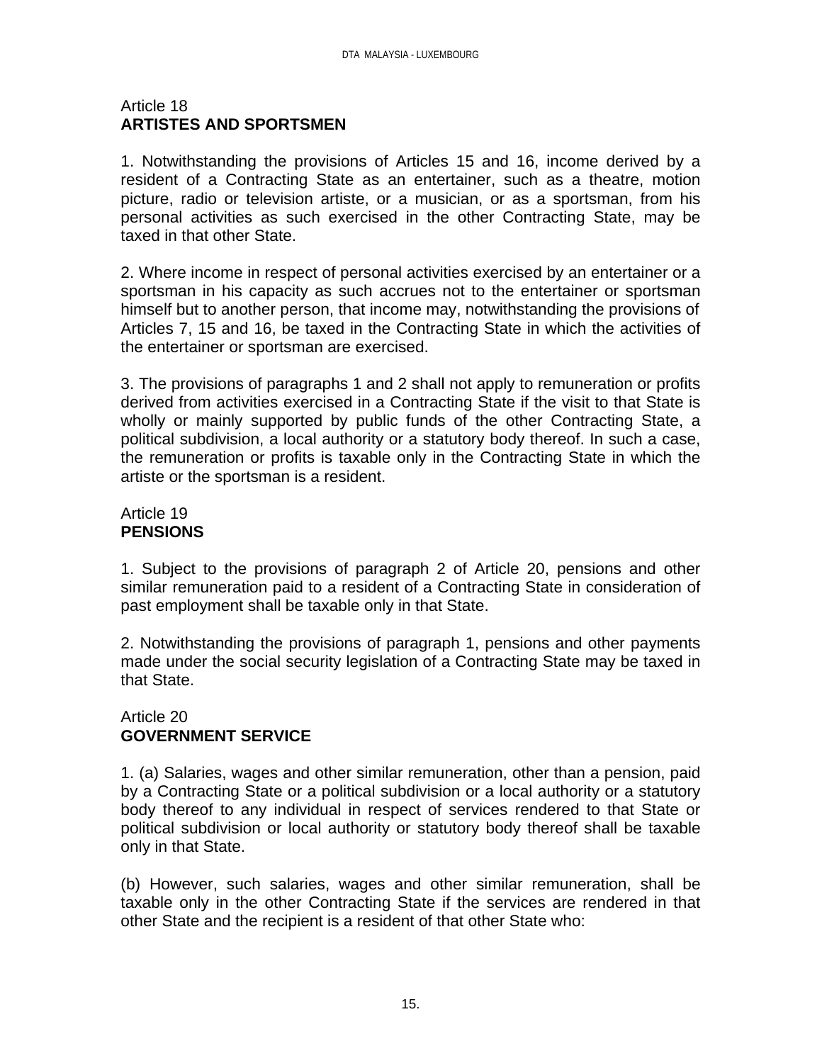Article 18
**ARTISTES AND SPORTSMEN**

1. Notwithstanding the provisions of Articles 15 and 16, income derived by a resident of a Contracting State as an entertainer, such as a theatre, motion picture, radio or television artiste, or a musician, or as a sportsman, from his personal activities as such exercised in the other Contracting State, may be taxed in that other State.

2. Where income in respect of personal activities exercised by an entertainer or a sportsman in his capacity as such accrues not to the entertainer or sportsman himself but to another person, that income may, notwithstanding the provisions of Articles 7, 15 and 16, be taxed in the Contracting State in which the activities of the entertainer or sportsman are exercised.

3. The provisions of paragraphs 1 and 2 shall not apply to remuneration or profits derived from activities exercised in a Contracting State if the visit to that State is wholly or mainly supported by public funds of the other Contracting State, a political subdivision, a local authority or a statutory body thereof. In such a case, the remuneration or profits is taxable only in the Contracting State in which the artiste or the sportsman is a resident.

Article 19
**PENSIONS**

1. Subject to the provisions of paragraph 2 of Article 20, pensions and other similar remuneration paid to a resident of a Contracting State in consideration of past employment shall be taxable only in that State.

2. Notwithstanding the provisions of paragraph 1, pensions and other payments made under the social security legislation of a Contracting State may be taxed in that State.

Article 20
**GOVERNMENT SERVICE**

1. (a) Salaries, wages and other similar remuneration, other than a pension, paid by a Contracting State or a political subdivision or a local authority or a statutory body thereof to any individual in respect of services rendered to that State or political subdivision or local authority or statutory body thereof shall be taxable only in that State.

(b) However, such salaries, wages and other similar remuneration, shall be taxable only in the other Contracting State if the services are rendered in that other State and the recipient is a resident of that other State who: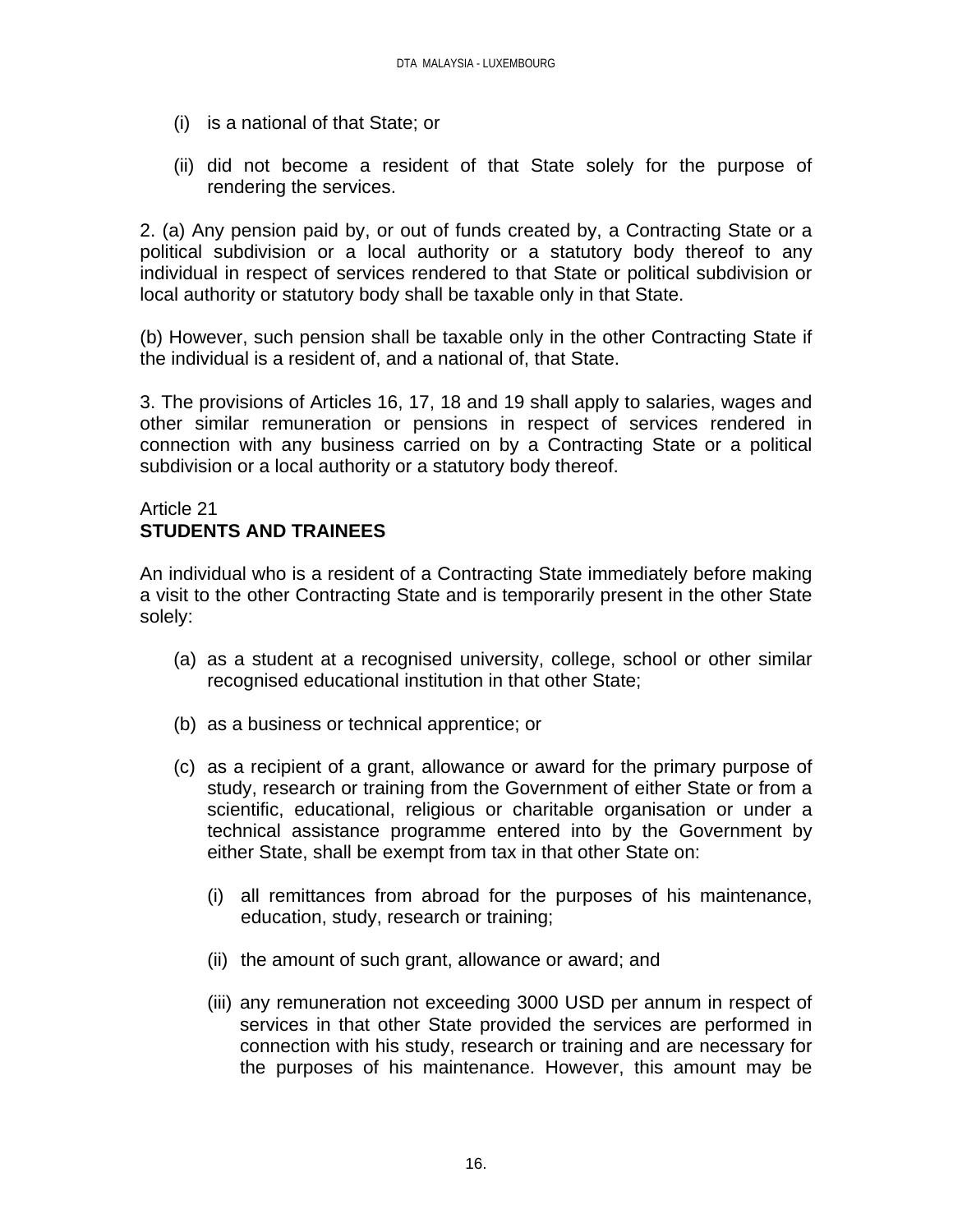(i) is a national of that State; or

(ii) did not become a resident of that State solely for the purpose of rendering the services.

2. (a) Any pension paid by, or out of funds created by, a Contracting State or a political subdivision or a local authority or a statutory body thereof to any individual in respect of services rendered to that State or political subdivision or local authority or statutory body shall be taxable only in that State.

(b) However, such pension shall be taxable only in the other Contracting State if the individual is a resident of, and a national of, that State.

3. The provisions of Articles 16, 17, 18 and 19 shall apply to salaries, wages and other similar remuneration or pensions in respect of services rendered in connection with any business carried on by a Contracting State or a political subdivision or a local authority or a statutory body thereof.

Article 21
**STUDENTS AND TRAINEES**

An individual who is a resident of a Contracting State immediately before making a visit to the other Contracting State and is temporarily present in the other State solely:

(a) as a student at a recognised university, college, school or other similar recognised educational institution in that other State;

(b) as a business or technical apprentice; or

(c) as a recipient of a grant, allowance or award for the primary purpose of study, research or training from the Government of either State or from a scientific, educational, religious or charitable organisation or under a technical assistance programme entered into by the Government by either State, shall be exempt from tax in that other State on:

   (i) all remittances from abroad for the purposes of his maintenance, education, study, research or training;

   (ii) the amount of such grant, allowance or award; and

   (iii) any remuneration not exceeding 3000 USD per annum in respect of services in that other State provided the services are performed in connection with his study, research or training and are necessary for the purposes of his maintenance. However, this amount may be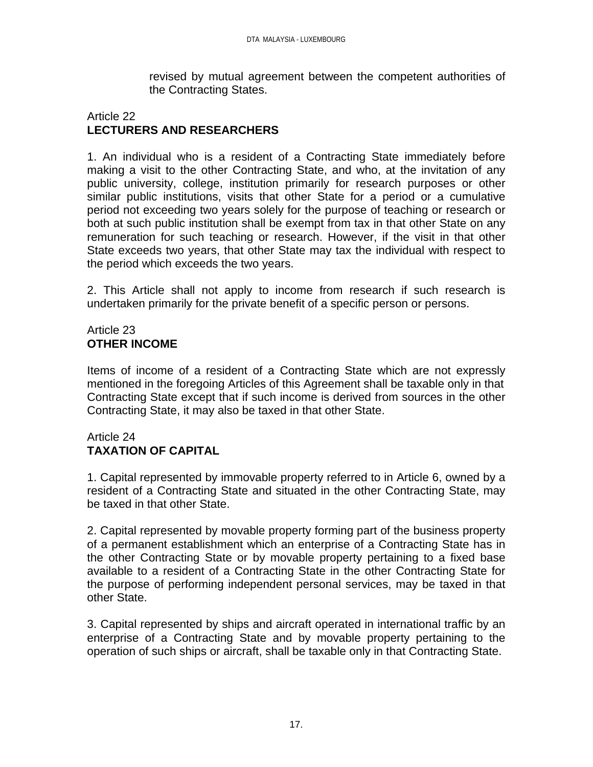revised by mutual agreement between the competent authorities of the Contracting States.

Article 22
**LECTURERS AND RESEARCHERS**

1. An individual who is a resident of a Contracting State immediately before making a visit to the other Contracting State, and who, at the invitation of any public university, college, institution primarily for research purposes or other similar public institutions, visits that other State for a period or a cumulative period not exceeding two years solely for the purpose of teaching or research or both at such public institution shall be exempt from tax in that other State on any remuneration for such teaching or research. However, if the visit in that other State exceeds two years, that other State may tax the individual with respect to the period which exceeds the two years.

2. This Article shall not apply to income from research if such research is undertaken primarily for the private benefit of a specific person or persons.

Article 23
**OTHER INCOME**

Items of income of a resident of a Contracting State which are not expressly mentioned in the foregoing Articles of this Agreement shall be taxable only in that Contracting State except that if such income is derived from sources in the other Contracting State, it may also be taxed in that other State.

Article 24
**TAXATION OF CAPITAL**

1. Capital represented by immovable property referred to in Article 6, owned by a resident of a Contracting State and situated in the other Contracting State, may be taxed in that other State.

2. Capital represented by movable property forming part of the business property of a permanent establishment which an enterprise of a Contracting State has in the other Contracting State or by movable property pertaining to a fixed base available to a resident of a Contracting State in the other Contracting State for the purpose of performing independent personal services, may be taxed in that other State.

3. Capital represented by ships and aircraft operated in international traffic by an enterprise of a Contracting State and by movable property pertaining to the operation of such ships or aircraft, shall be taxable only in that Contracting State.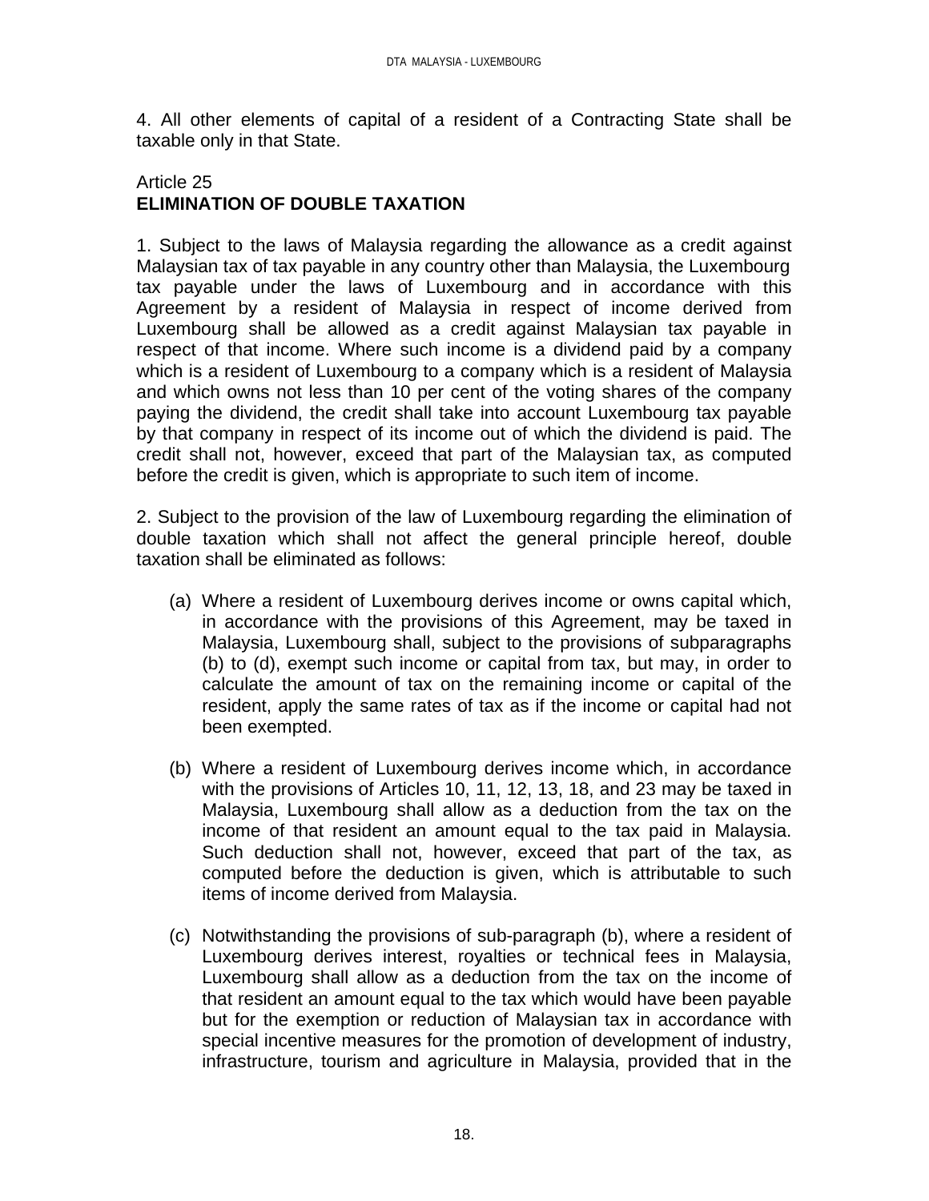4. All other elements of capital of a resident of a Contracting State shall be taxable only in that State.

## Article 25
## ELIMINATION OF DOUBLE TAXATION

1. Subject to the laws of Malaysia regarding the allowance as a credit against Malaysian tax of tax payable in any country other than Malaysia, the Luxembourg tax payable under the laws of Luxembourg and in accordance with this Agreement by a resident of Malaysia in respect of income derived from Luxembourg shall be allowed as a credit against Malaysian tax payable in respect of that income. Where such income is a dividend paid by a company which is a resident of Luxembourg to a company which is a resident of Malaysia and which owns not less than 10 per cent of the voting shares of the company paying the dividend, the credit shall take into account Luxembourg tax payable by that company in respect of its income out of which the dividend is paid. The credit shall not, however, exceed that part of the Malaysian tax, as computed before the credit is given, which is appropriate to such item of income.

2. Subject to the provision of the law of Luxembourg regarding the elimination of double taxation which shall not affect the general principle hereof, double taxation shall be eliminated as follows:

(a) Where a resident of Luxembourg derives income or owns capital which, in accordance with the provisions of this Agreement, may be taxed in Malaysia, Luxembourg shall, subject to the provisions of subparagraphs (b) to (d), exempt such income or capital from tax, but may, in order to calculate the amount of tax on the remaining income or capital of the resident, apply the same rates of tax as if the income or capital had not been exempted.

(b) Where a resident of Luxembourg derives income which, in accordance with the provisions of Articles 10, 11, 12, 13, 18, and 23 may be taxed in Malaysia, Luxembourg shall allow as a deduction from the tax on the income of that resident an amount equal to the tax paid in Malaysia. Such deduction shall not, however, exceed that part of the tax, as computed before the deduction is given, which is attributable to such items of income derived from Malaysia.

(c) Notwithstanding the provisions of sub-paragraph (b), where a resident of Luxembourg derives interest, royalties or technical fees in Malaysia, Luxembourg shall allow as a deduction from the tax on the income of that resident an amount equal to the tax which would have been payable but for the exemption or reduction of Malaysian tax in accordance with special incentive measures for the promotion of development of industry, infrastructure, tourism and agriculture in Malaysia, provided that in the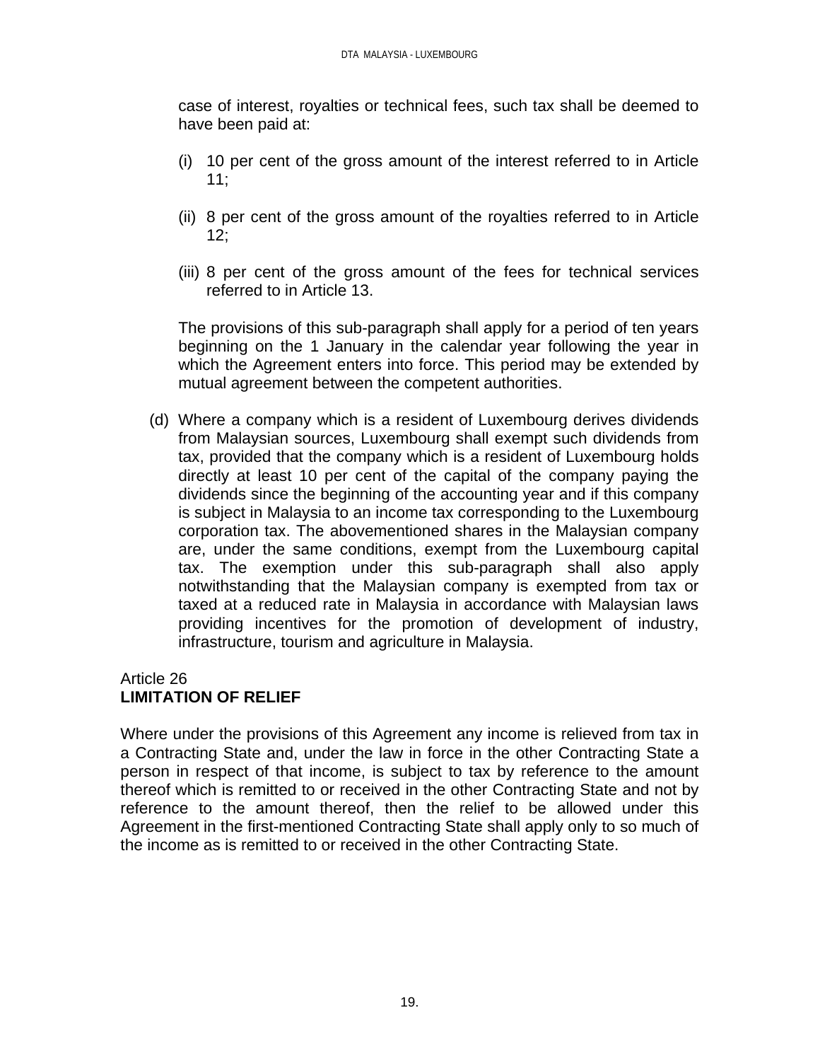case of interest, royalties or technical fees, such tax shall be deemed to have been paid at:

(i) 10 per cent of the gross amount of the interest referred to in Article 11;

(ii) 8 per cent of the gross amount of the royalties referred to in Article 12;

(iii) 8 per cent of the gross amount of the fees for technical services referred to in Article 13.

The provisions of this sub-paragraph shall apply for a period of ten years beginning on the 1 January in the calendar year following the year in which the Agreement enters into force. This period may be extended by mutual agreement between the competent authorities.

(d) Where a company which is a resident of Luxembourg derives dividends from Malaysian sources, Luxembourg shall exempt such dividends from tax, provided that the company which is a resident of Luxembourg holds directly at least 10 per cent of the capital of the company paying the dividends since the beginning of the accounting year and if this company is subject in Malaysia to an income tax corresponding to the Luxembourg corporation tax. The abovementioned shares in the Malaysian company are, under the same conditions, exempt from the Luxembourg capital tax. The exemption under this sub-paragraph shall also apply notwithstanding that the Malaysian company is exempted from tax or taxed at a reduced rate in Malaysia in accordance with Malaysian laws providing incentives for the promotion of development of industry, infrastructure, tourism and agriculture in Malaysia.

Article 26
**LIMITATION OF RELIEF**

Where under the provisions of this Agreement any income is relieved from tax in a Contracting State and, under the law in force in the other Contracting State a person in respect of that income, is subject to tax by reference to the amount thereof which is remitted to or received in the other Contracting State and not by reference to the amount thereof, then the relief to be allowed under this Agreement in the first-mentioned Contracting State shall apply only to so much of the income as is remitted to or received in the other Contracting State.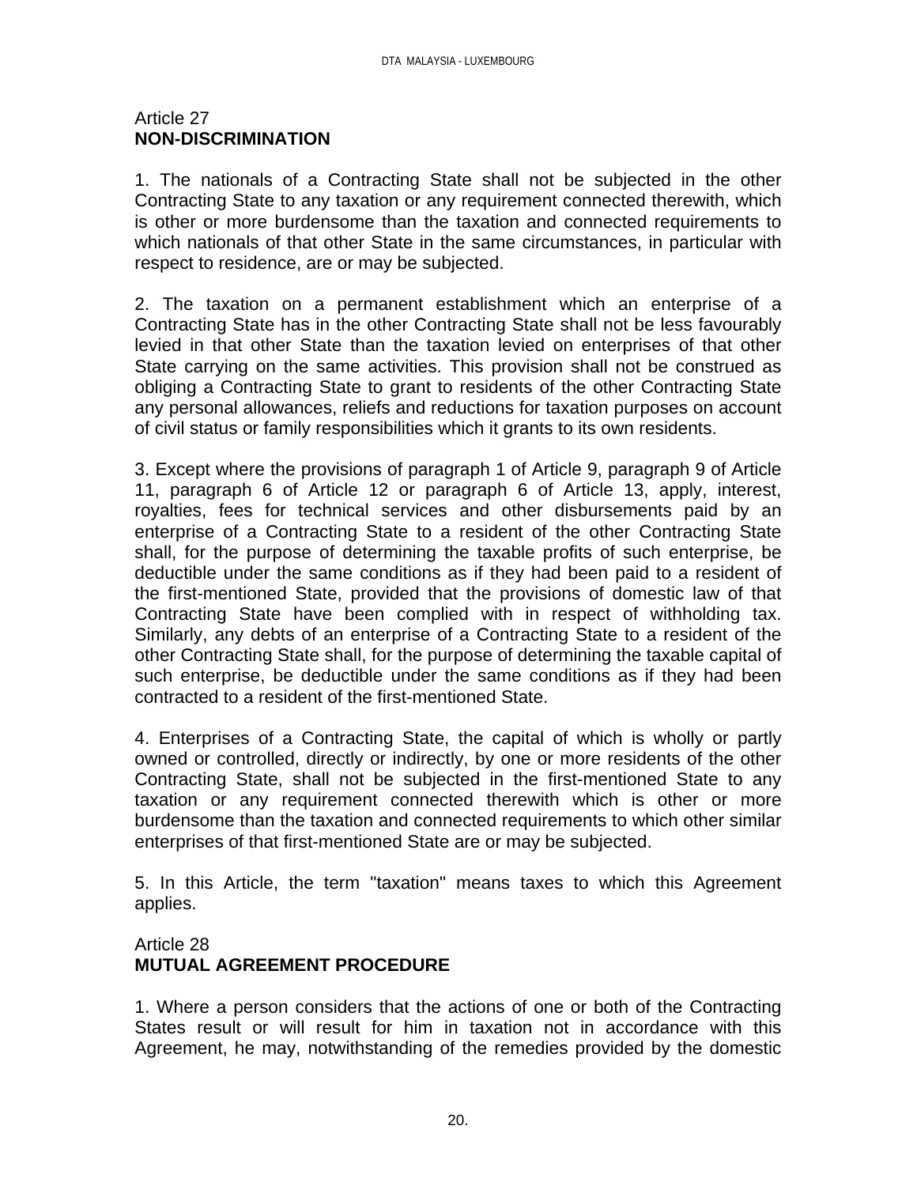Article 27
**NON-DISCRIMINATION**

1. The nationals of a Contracting State shall not be subjected in the other Contracting State to any taxation or any requirement connected therewith, which is other or more burdensome than the taxation and connected requirements to which nationals of that other State in the same circumstances, in particular with respect to residence, are or may be subjected.

2. The taxation on a permanent establishment which an enterprise of a Contracting State has in the other Contracting State shall not be less favourably levied in that other State than the taxation levied on enterprises of that other State carrying on the same activities. This provision shall not be construed as obliging a Contracting State to grant to residents of the other Contracting State any personal allowances, reliefs and reductions for taxation purposes on account of civil status or family responsibilities which it grants to its own residents.

3. Except where the provisions of paragraph 1 of Article 9, paragraph 9 of Article 11, paragraph 6 of Article 12 or paragraph 6 of Article 13, apply, interest, royalties, fees for technical services and other disbursements paid by an enterprise of a Contracting State to a resident of the other Contracting State shall, for the purpose of determining the taxable profits of such enterprise, be deductible under the same conditions as if they had been paid to a resident of the first-mentioned State, provided that the provisions of domestic law of that Contracting State have been complied with in respect of withholding tax. Similarly, any debts of an enterprise of a Contracting State to a resident of the other Contracting State shall, for the purpose of determining the taxable capital of such enterprise, be deductible under the same conditions as if they had been contracted to a resident of the first-mentioned State.

4. Enterprises of a Contracting State, the capital of which is wholly or partly owned or controlled, directly or indirectly, by one or more residents of the other Contracting State, shall not be subjected in the first-mentioned State to any taxation or any requirement connected therewith which is other or more burdensome than the taxation and connected requirements to which other similar enterprises of that first-mentioned State are or may be subjected.

5. In this Article, the term "taxation" means taxes to which this Agreement applies.

Article 28
**MUTUAL AGREEMENT PROCEDURE**

1. Where a person considers that the actions of one or both of the Contracting States result or will result for him in taxation not in accordance with this Agreement, he may, notwithstanding of the remedies provided by the domestic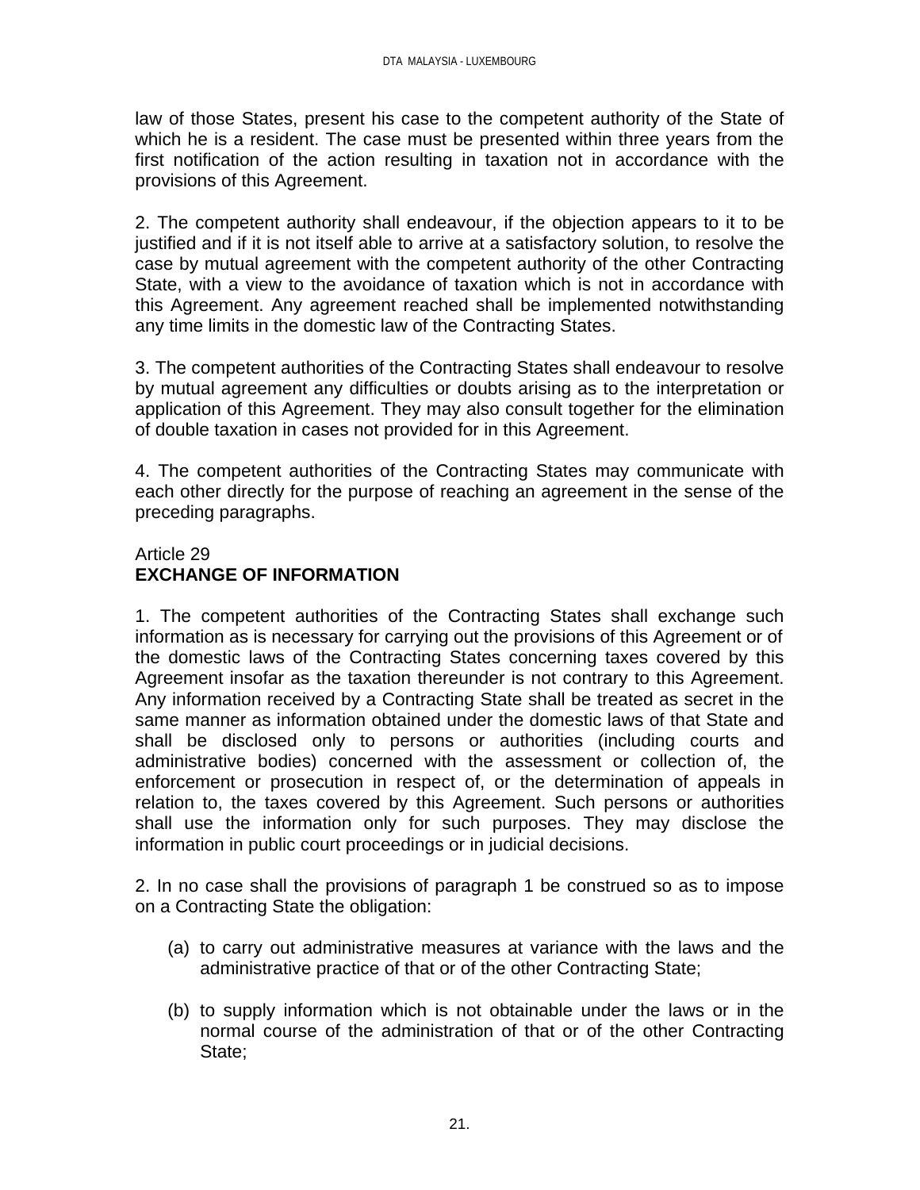law of those States, present his case to the competent authority of the State of which he is a resident. The case must be presented within three years from the first notification of the action resulting in taxation not in accordance with the provisions of this Agreement.

2. The competent authority shall endeavour, if the objection appears to it to be justified and if it is not itself able to arrive at a satisfactory solution, to resolve the case by mutual agreement with the competent authority of the other Contracting State, with a view to the avoidance of taxation which is not in accordance with this Agreement. Any agreement reached shall be implemented notwithstanding any time limits in the domestic law of the Contracting States.

3. The competent authorities of the Contracting States shall endeavour to resolve by mutual agreement any difficulties or doubts arising as to the interpretation or application of this Agreement. They may also consult together for the elimination of double taxation in cases not provided for in this Agreement.

4. The competent authorities of the Contracting States may communicate with each other directly for the purpose of reaching an agreement in the sense of the preceding paragraphs.

## Article 29
## **EXCHANGE OF INFORMATION**

1. The competent authorities of the Contracting States shall exchange such information as is necessary for carrying out the provisions of this Agreement or of the domestic laws of the Contracting States concerning taxes covered by this Agreement insofar as the taxation thereunder is not contrary to this Agreement. Any information received by a Contracting State shall be treated as secret in the same manner as information obtained under the domestic laws of that State and shall be disclosed only to persons or authorities (including courts and administrative bodies) concerned with the assessment or collection of, the enforcement or prosecution in respect of, or the determination of appeals in relation to, the taxes covered by this Agreement. Such persons or authorities shall use the information only for such purposes. They may disclose the information in public court proceedings or in judicial decisions.

2. In no case shall the provisions of paragraph 1 be construed so as to impose on a Contracting State the obligation:

(a) to carry out administrative measures at variance with the laws and the administrative practice of that or of the other Contracting State;

(b) to supply information which is not obtainable under the laws or in the normal course of the administration of that or of the other Contracting State;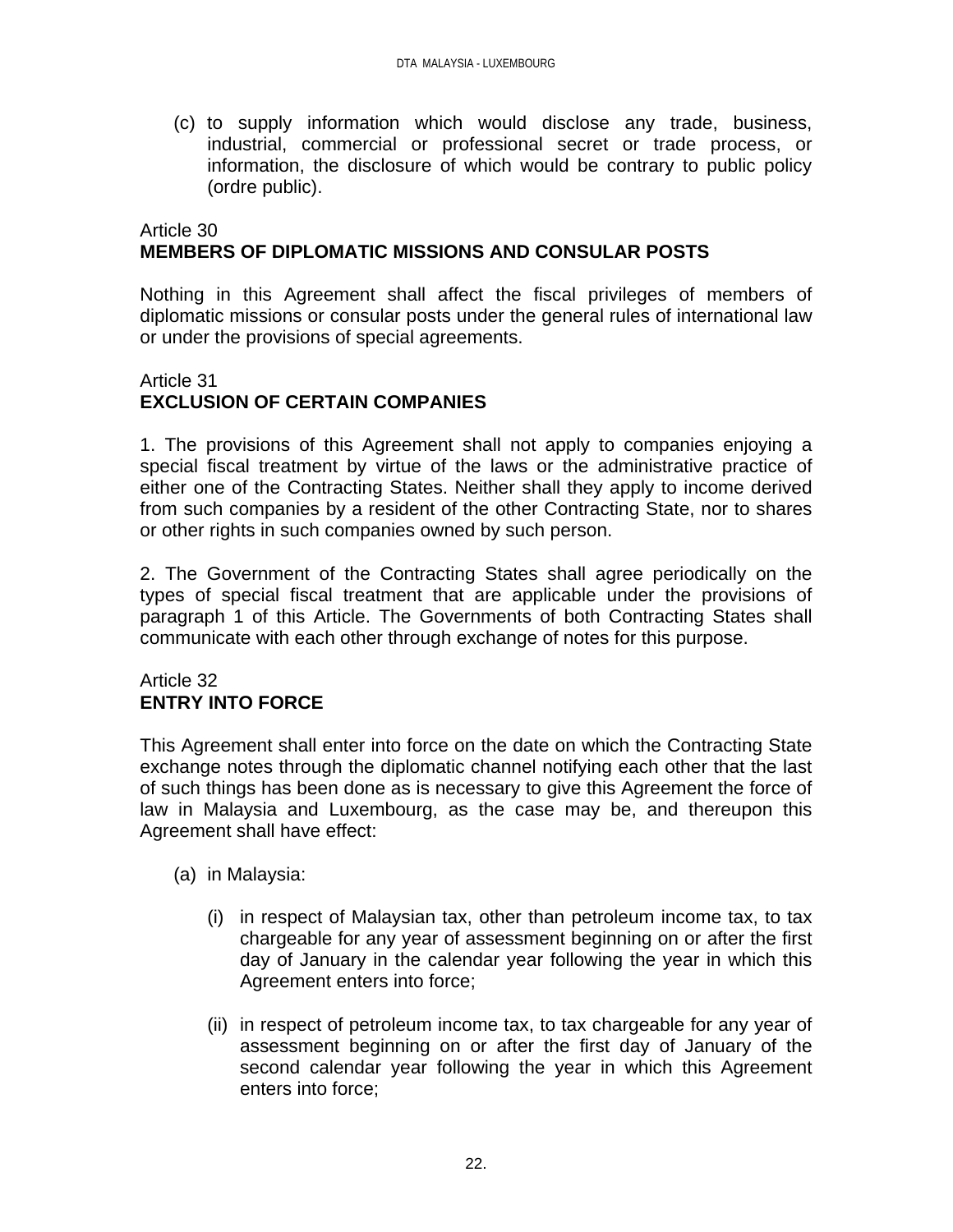(c) to supply information which would disclose any trade, business, industrial, commercial or professional secret or trade process, or information, the disclosure of which would be contrary to public policy (ordre public).

Article 30
**MEMBERS OF DIPLOMATIC MISSIONS AND CONSULAR POSTS**

Nothing in this Agreement shall affect the fiscal privileges of members of diplomatic missions or consular posts under the general rules of international law or under the provisions of special agreements.

Article 31
**EXCLUSION OF CERTAIN COMPANIES**

1. The provisions of this Agreement shall not apply to companies enjoying a special fiscal treatment by virtue of the laws or the administrative practice of either one of the Contracting States. Neither shall they apply to income derived from such companies by a resident of the other Contracting State, nor to shares or other rights in such companies owned by such person.

2. The Government of the Contracting States shall agree periodically on the types of special fiscal treatment that are applicable under the provisions of paragraph 1 of this Article. The Governments of both Contracting States shall communicate with each other through exchange of notes for this purpose.

Article 32
**ENTRY INTO FORCE**

This Agreement shall enter into force on the date on which the Contracting State exchange notes through the diplomatic channel notifying each other that the last of such things has been done as is necessary to give this Agreement the force of law in Malaysia and Luxembourg, as the case may be, and thereupon this Agreement shall have effect:

(a) in Malaysia:

(i) in respect of Malaysian tax, other than petroleum income tax, to tax chargeable for any year of assessment beginning on or after the first day of January in the calendar year following the year in which this Agreement enters into force;

(ii) in respect of petroleum income tax, to tax chargeable for any year of assessment beginning on or after the first day of January of the second calendar year following the year in which this Agreement enters into force;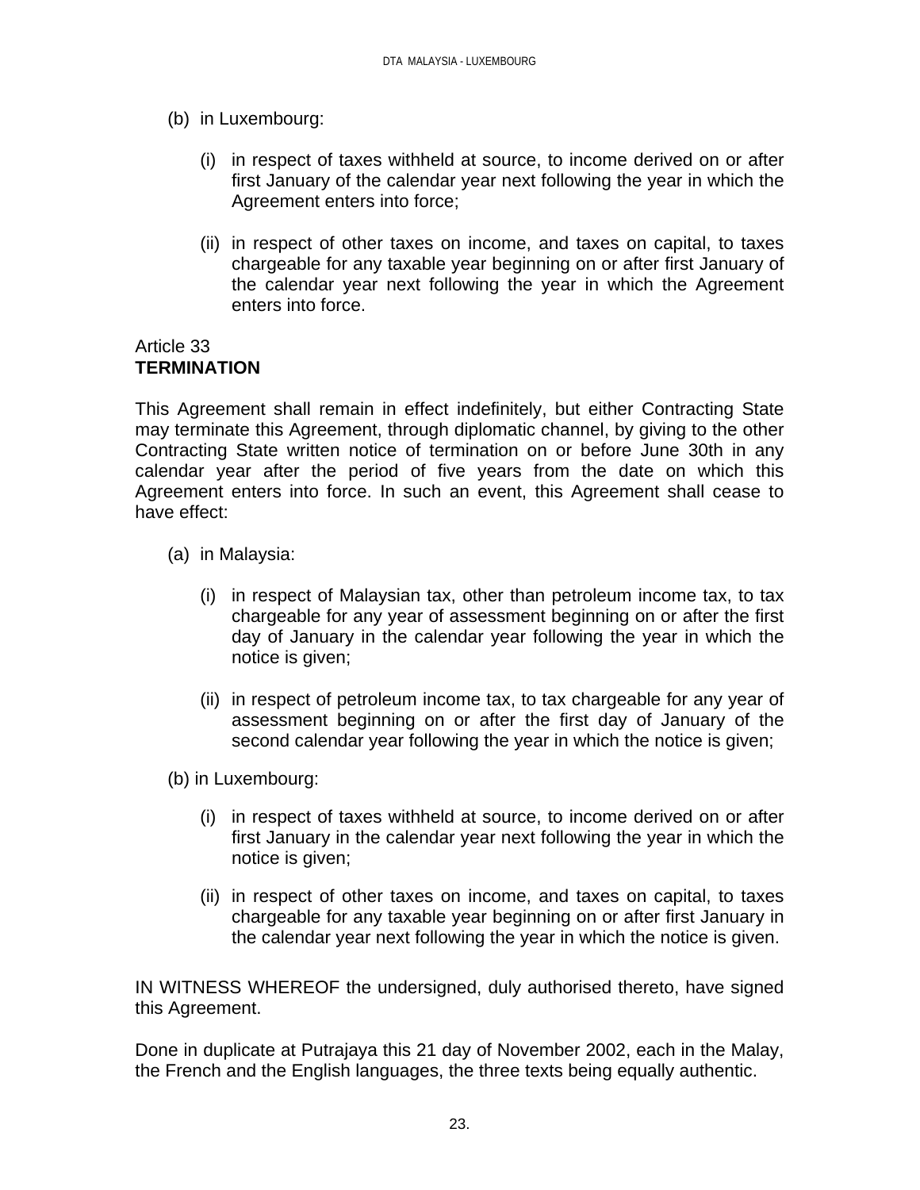(b) in Luxembourg:

(i) in respect of taxes withheld at source, to income derived on or after first January of the calendar year next following the year in which the Agreement enters into force;

(ii) in respect of other taxes on income, and taxes on capital, to taxes chargeable for any taxable year beginning on or after first January of the calendar year next following the year in which the Agreement enters into force.

Article 33
**TERMINATION**

This Agreement shall remain in effect indefinitely, but either Contracting State may terminate this Agreement, through diplomatic channel, by giving to the other Contracting State written notice of termination on or before June 30th in any calendar year after the period of five years from the date on which this Agreement enters into force. In such an event, this Agreement shall cease to have effect:

(a) in Malaysia:

(i) in respect of Malaysian tax, other than petroleum income tax, to tax chargeable for any year of assessment beginning on or after the first day of January in the calendar year following the year in which the notice is given;

(ii) in respect of petroleum income tax, to tax chargeable for any year of assessment beginning on or after the first day of January of the second calendar year following the year in which the notice is given;

(b) in Luxembourg:

(i) in respect of taxes withheld at source, to income derived on or after first January in the calendar year next following the year in which the notice is given;

(ii) in respect of other taxes on income, and taxes on capital, to taxes chargeable for any taxable year beginning on or after first January in the calendar year next following the year in which the notice is given.

IN WITNESS WHEREOF the undersigned, duly authorised thereto, have signed this Agreement.

Done in duplicate at Putrajaya this 21 day of November 2002, each in the Malay, the French and the English languages, the three texts being equally authentic.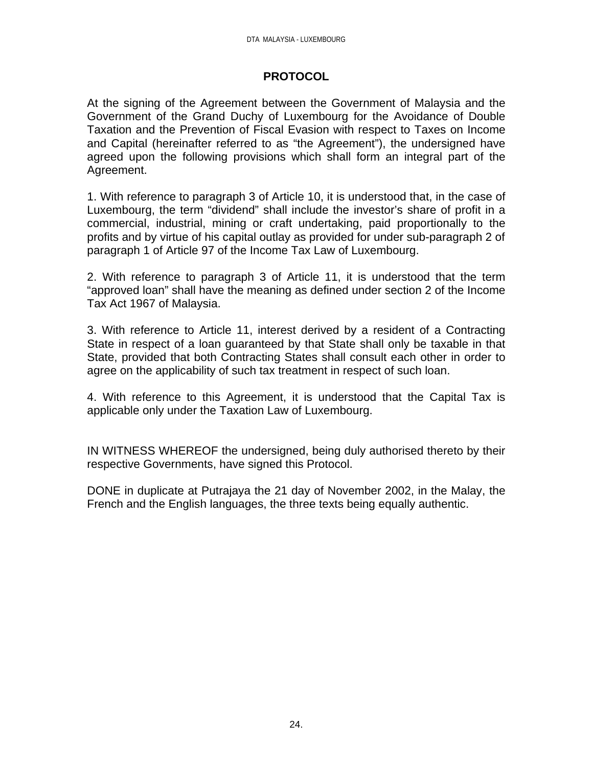# PROTOCOL

At the signing of the Agreement between the Government of Malaysia and the Government of the Grand Duchy of Luxembourg for the Avoidance of Double Taxation and the Prevention of Fiscal Evasion with respect to Taxes on Income and Capital (hereinafter referred to as "the Agreement"), the undersigned have agreed upon the following provisions which shall form an integral part of the Agreement.

1. With reference to paragraph 3 of Article 10, it is understood that, in the case of Luxembourg, the term "dividend" shall include the investor's share of profit in a commercial, industrial, mining or craft undertaking, paid proportionally to the profits and by virtue of his capital outlay as provided for under sub-paragraph 2 of paragraph 1 of Article 97 of the Income Tax Law of Luxembourg.

2. With reference to paragraph 3 of Article 11, it is understood that the term "approved loan" shall have the meaning as defined under section 2 of the Income Tax Act 1967 of Malaysia.

3. With reference to Article 11, interest derived by a resident of a Contracting State in respect of a loan guaranteed by that State shall only be taxable in that State, provided that both Contracting States shall consult each other in order to agree on the applicability of such tax treatment in respect of such loan.

4. With reference to this Agreement, it is understood that the Capital Tax is applicable only under the Taxation Law of Luxembourg.

IN WITNESS WHEREOF the undersigned, being duly authorised thereto by their respective Governments, have signed this Protocol.

DONE in duplicate at Putrajaya the 21 day of November 2002, in the Malay, the French and the English languages, the three texts being equally authentic.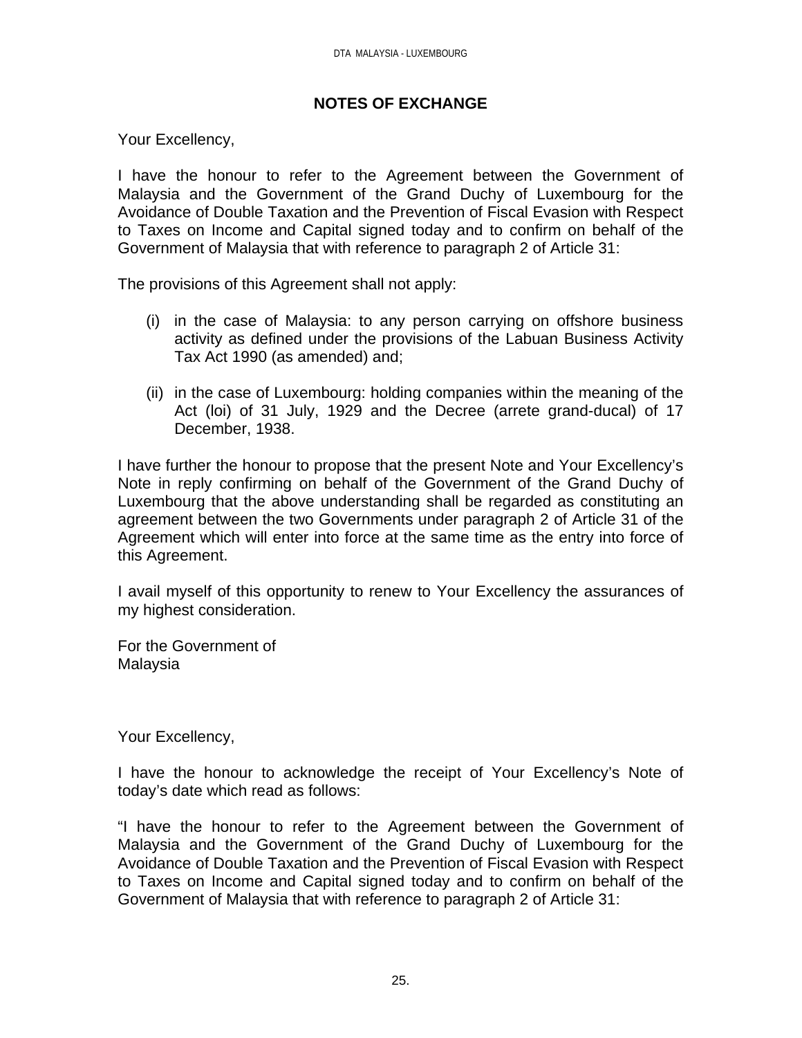## NOTES OF EXCHANGE

Your Excellency,

I have the honour to refer to the Agreement between the Government of Malaysia and the Government of the Grand Duchy of Luxembourg for the Avoidance of Double Taxation and the Prevention of Fiscal Evasion with Respect to Taxes on Income and Capital signed today and to confirm on behalf of the Government of Malaysia that with reference to paragraph 2 of Article 31:

The provisions of this Agreement shall not apply:

(i) in the case of Malaysia: to any person carrying on offshore business activity as defined under the provisions of the Labuan Business Activity Tax Act 1990 (as amended) and;

(ii) in the case of Luxembourg: holding companies within the meaning of the Act (loi) of 31 July, 1929 and the Decree (arrete grand-ducal) of 17 December, 1938.

I have further the honour to propose that the present Note and Your Excellency's Note in reply confirming on behalf of the Government of the Grand Duchy of Luxembourg that the above understanding shall be regarded as constituting an agreement between the two Governments under paragraph 2 of Article 31 of the Agreement which will enter into force at the same time as the entry into force of this Agreement.

I avail myself of this opportunity to renew to Your Excellency the assurances of my highest consideration.

For the Government of
Malaysia

Your Excellency,

I have the honour to acknowledge the receipt of Your Excellency's Note of today's date which read as follows:

"I have the honour to refer to the Agreement between the Government of Malaysia and the Government of the Grand Duchy of Luxembourg for the Avoidance of Double Taxation and the Prevention of Fiscal Evasion with Respect to Taxes on Income and Capital signed today and to confirm on behalf of the Government of Malaysia that with reference to paragraph 2 of Article 31: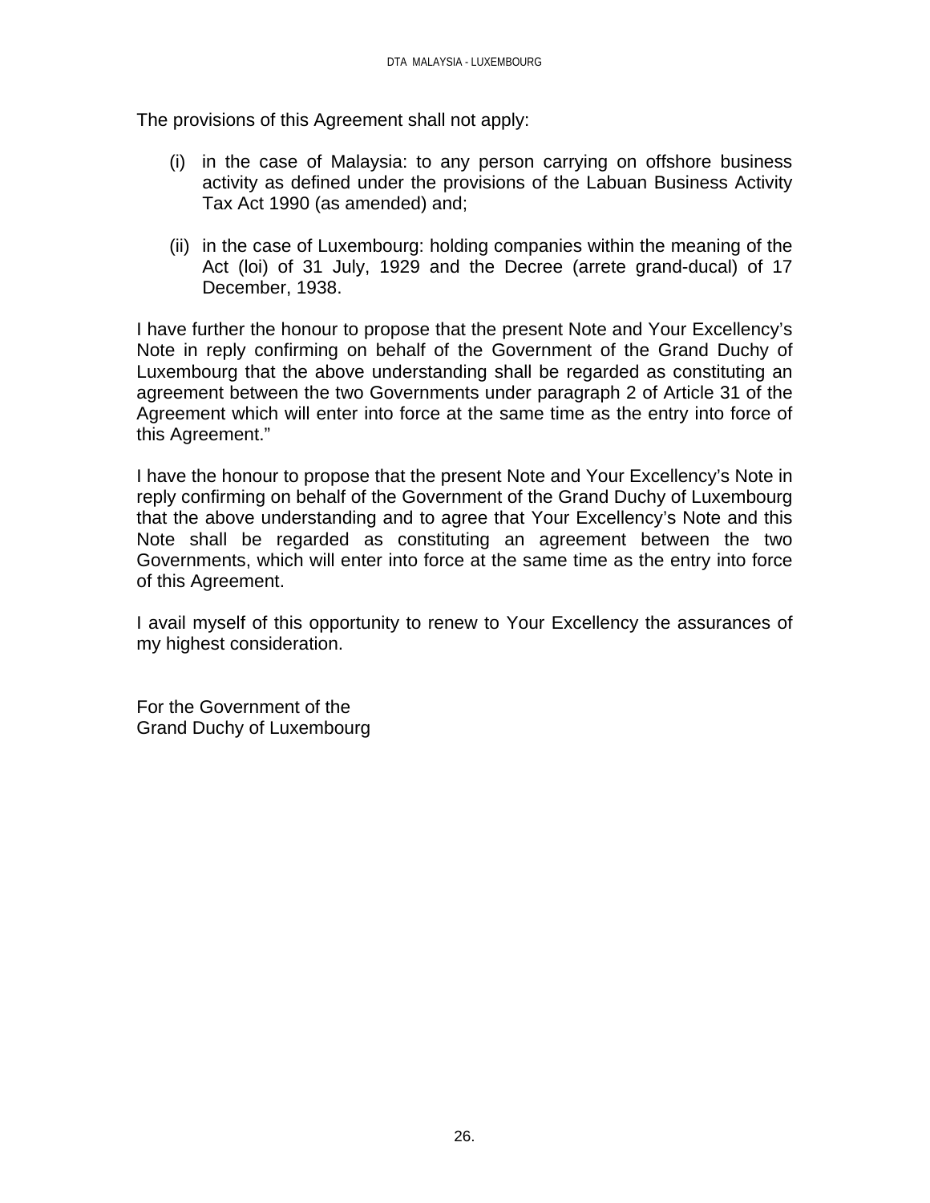The provisions of this Agreement shall not apply:

(i) in the case of Malaysia: to any person carrying on offshore business activity as defined under the provisions of the Labuan Business Activity Tax Act 1990 (as amended) and;

(ii) in the case of Luxembourg: holding companies within the meaning of the Act (loi) of 31 July, 1929 and the Decree (arrete grand-ducal) of 17 December, 1938.

I have further the honour to propose that the present Note and Your Excellency's Note in reply confirming on behalf of the Government of the Grand Duchy of Luxembourg that the above understanding shall be regarded as constituting an agreement between the two Governments under paragraph 2 of Article 31 of the Agreement which will enter into force at the same time as the entry into force of this Agreement."

I have the honour to propose that the present Note and Your Excellency's Note in reply confirming on behalf of the Government of the Grand Duchy of Luxembourg that the above understanding and to agree that Your Excellency's Note and this Note shall be regarded as constituting an agreement between the two Governments, which will enter into force at the same time as the entry into force of this Agreement.

I avail myself of this opportunity to renew to Your Excellency the assurances of my highest consideration.

For the Government of the
Grand Duchy of Luxembourg